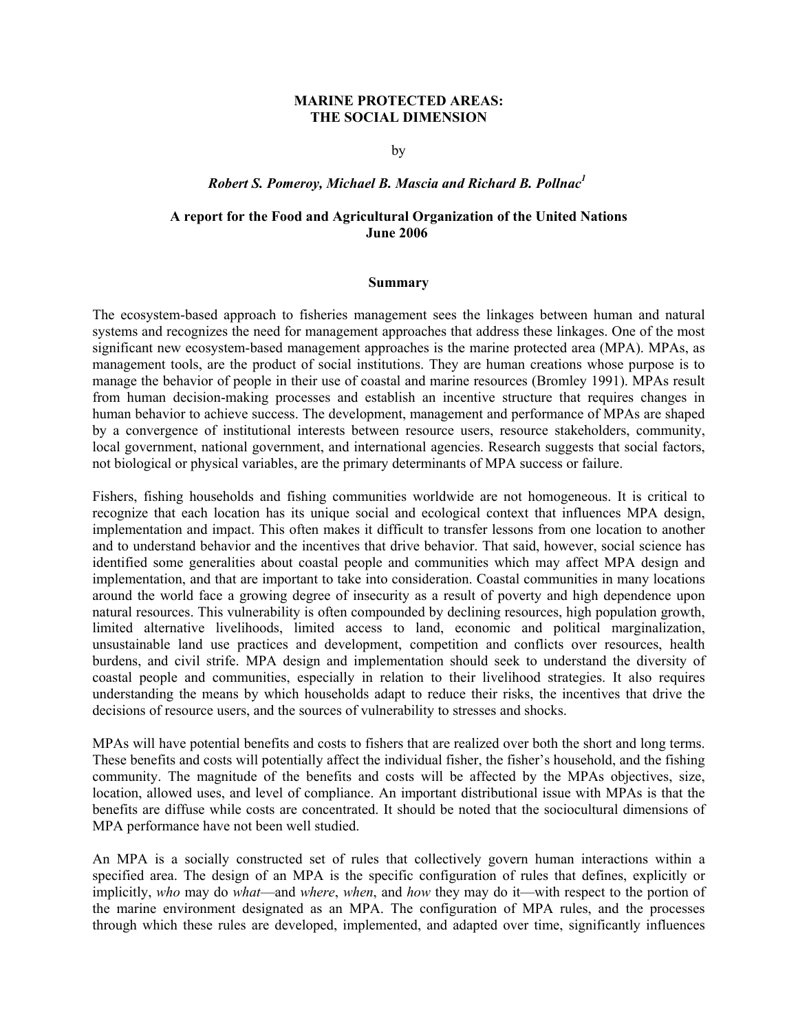# MARINE PROTECTED AREAS: THE SOCIAL DIMENSION

by

***Robert S. Pomeroy, Michael B. Mascia and Richard B. Pollnac[1]***

**A report for the Food and Agricultural Organization of the United Nations**
**June 2006**

## Summary

The ecosystem-based approach to fisheries management sees the linkages between human and natural systems and recognizes the need for management approaches that address these linkages. One of the most significant new ecosystem-based management approaches is the marine protected area (MPA). MPAs, as management tools, are the product of social institutions. They are human creations whose purpose is to manage the behavior of people in their use of coastal and marine resources (Bromley 1991). MPAs result from human decision-making processes and establish an incentive structure that requires changes in human behavior to achieve success. The development, management and performance of MPAs are shaped by a convergence of institutional interests between resource users, resource stakeholders, community, local government, national government, and international agencies. Research suggests that social factors, not biological or physical variables, are the primary determinants of MPA success or failure.

Fishers, fishing households and fishing communities worldwide are not homogeneous. It is critical to recognize that each location has its unique social and ecological context that influences MPA design, implementation and impact. This often makes it difficult to transfer lessons from one location to another and to understand behavior and the incentives that drive behavior. That said, however, social science has identified some generalities about coastal people and communities which may affect MPA design and implementation, and that are important to take into consideration. Coastal communities in many locations around the world face a growing degree of insecurity as a result of poverty and high dependence upon natural resources. This vulnerability is often compounded by declining resources, high population growth, limited alternative livelihoods, limited access to land, economic and political marginalization, unsustainable land use practices and development, competition and conflicts over resources, health burdens, and civil strife. MPA design and implementation should seek to understand the diversity of coastal people and communities, especially in relation to their livelihood strategies. It also requires understanding the means by which households adapt to reduce their risks, the incentives that drive the decisions of resource users, and the sources of vulnerability to stresses and shocks.

MPAs will have potential benefits and costs to fishers that are realized over both the short and long terms. These benefits and costs will potentially affect the individual fisher, the fisher's household, and the fishing community. The magnitude of the benefits and costs will be affected by the MPAs objectives, size, location, allowed uses, and level of compliance. An important distributional issue with MPAs is that the benefits are diffuse while costs are concentrated. It should be noted that the sociocultural dimensions of MPA performance have not been well studied.

An MPA is a socially constructed set of rules that collectively govern human interactions within a specified area. The design of an MPA is the specific configuration of rules that defines, explicitly or implicitly, *who* may do *what*—and *where*, *when*, and *how* they may do it—with respect to the portion of the marine environment designated as an MPA. The configuration of MPA rules, and the processes through which these rules are developed, implemented, and adapted over time, significantly influences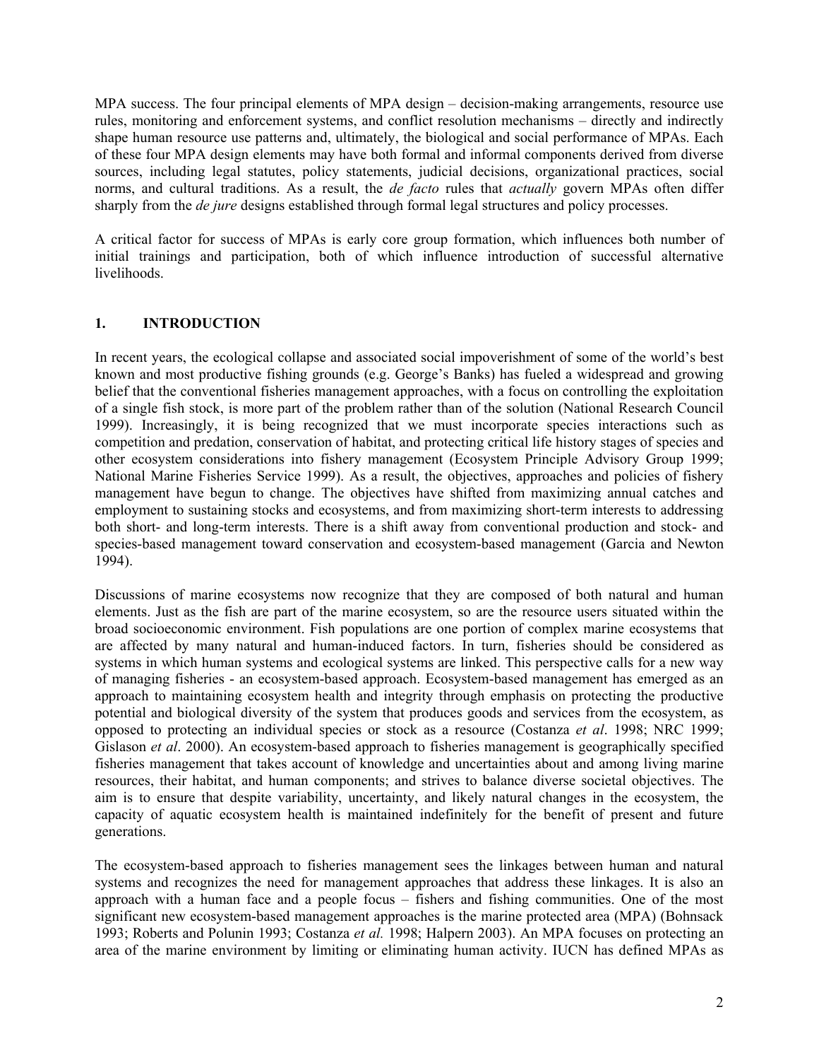MPA success. The four principal elements of MPA design – decision-making arrangements, resource use rules, monitoring and enforcement systems, and conflict resolution mechanisms – directly and indirectly shape human resource use patterns and, ultimately, the biological and social performance of MPAs. Each of these four MPA design elements may have both formal and informal components derived from diverse sources, including legal statutes, policy statements, judicial decisions, organizational practices, social norms, and cultural traditions. As a result, the *de facto* rules that *actually* govern MPAs often differ sharply from the *de jure* designs established through formal legal structures and policy processes.

A critical factor for success of MPAs is early core group formation, which influences both number of initial trainings and participation, both of which influence introduction of successful alternative livelihoods.

## 1. INTRODUCTION

In recent years, the ecological collapse and associated social impoverishment of some of the world's best known and most productive fishing grounds (e.g. George's Banks) has fueled a widespread and growing belief that the conventional fisheries management approaches, with a focus on controlling the exploitation of a single fish stock, is more part of the problem rather than of the solution (National Research Council 1999). Increasingly, it is being recognized that we must incorporate species interactions such as competition and predation, conservation of habitat, and protecting critical life history stages of species and other ecosystem considerations into fishery management (Ecosystem Principle Advisory Group 1999; National Marine Fisheries Service 1999). As a result, the objectives, approaches and policies of fishery management have begun to change. The objectives have shifted from maximizing annual catches and employment to sustaining stocks and ecosystems, and from maximizing short-term interests to addressing both short- and long-term interests. There is a shift away from conventional production and stock- and species-based management toward conservation and ecosystem-based management (Garcia and Newton 1994).

Discussions of marine ecosystems now recognize that they are composed of both natural and human elements. Just as the fish are part of the marine ecosystem, so are the resource users situated within the broad socioeconomic environment. Fish populations are one portion of complex marine ecosystems that are affected by many natural and human-induced factors. In turn, fisheries should be considered as systems in which human systems and ecological systems are linked. This perspective calls for a new way of managing fisheries - an ecosystem-based approach. Ecosystem-based management has emerged as an approach to maintaining ecosystem health and integrity through emphasis on protecting the productive potential and biological diversity of the system that produces goods and services from the ecosystem, as opposed to protecting an individual species or stock as a resource (Costanza *et al*. 1998; NRC 1999; Gislason *et al*. 2000). An ecosystem-based approach to fisheries management is geographically specified fisheries management that takes account of knowledge and uncertainties about and among living marine resources, their habitat, and human components; and strives to balance diverse societal objectives. The aim is to ensure that despite variability, uncertainty, and likely natural changes in the ecosystem, the capacity of aquatic ecosystem health is maintained indefinitely for the benefit of present and future generations.

The ecosystem-based approach to fisheries management sees the linkages between human and natural systems and recognizes the need for management approaches that address these linkages. It is also an approach with a human face and a people focus – fishers and fishing communities. One of the most significant new ecosystem-based management approaches is the marine protected area (MPA) (Bohnsack 1993; Roberts and Polunin 1993; Costanza *et al.* 1998; Halpern 2003). An MPA focuses on protecting an area of the marine environment by limiting or eliminating human activity. IUCN has defined MPAs as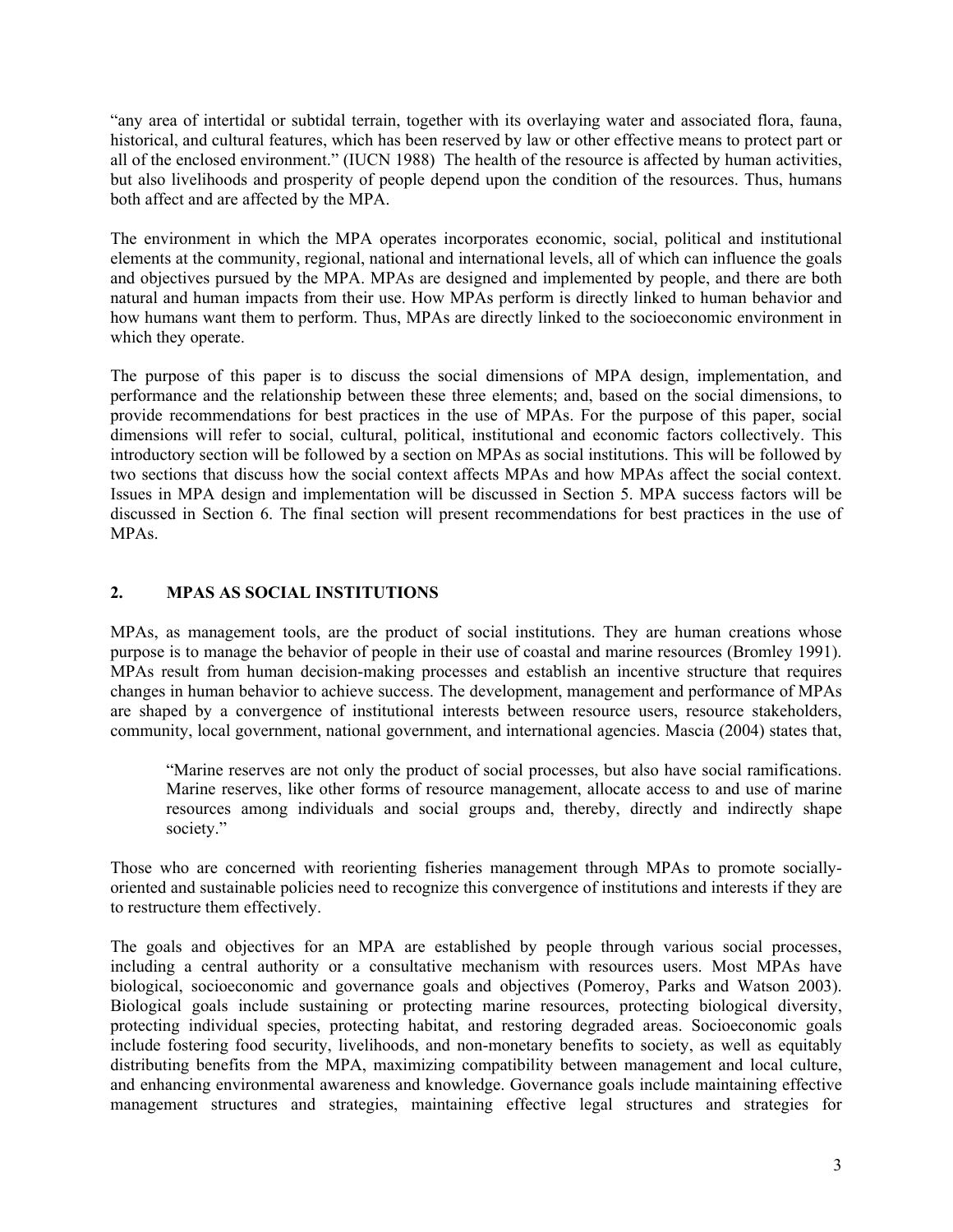"any area of intertidal or subtidal terrain, together with its overlaying water and associated flora, fauna, historical, and cultural features, which has been reserved by law or other effective means to protect part or all of the enclosed environment." (IUCN 1988) The health of the resource is affected by human activities, but also livelihoods and prosperity of people depend upon the condition of the resources. Thus, humans both affect and are affected by the MPA.

The environment in which the MPA operates incorporates economic, social, political and institutional elements at the community, regional, national and international levels, all of which can influence the goals and objectives pursued by the MPA. MPAs are designed and implemented by people, and there are both natural and human impacts from their use. How MPAs perform is directly linked to human behavior and how humans want them to perform. Thus, MPAs are directly linked to the socioeconomic environment in which they operate.

The purpose of this paper is to discuss the social dimensions of MPA design, implementation, and performance and the relationship between these three elements; and, based on the social dimensions, to provide recommendations for best practices in the use of MPAs. For the purpose of this paper, social dimensions will refer to social, cultural, political, institutional and economic factors collectively. This introductory section will be followed by a section on MPAs as social institutions. This will be followed by two sections that discuss how the social context affects MPAs and how MPAs affect the social context. Issues in MPA design and implementation will be discussed in Section 5. MPA success factors will be discussed in Section 6. The final section will present recommendations for best practices in the use of MPAs.

## 2. MPAS AS SOCIAL INSTITUTIONS

MPAs, as management tools, are the product of social institutions. They are human creations whose purpose is to manage the behavior of people in their use of coastal and marine resources (Bromley 1991). MPAs result from human decision-making processes and establish an incentive structure that requires changes in human behavior to achieve success. The development, management and performance of MPAs are shaped by a convergence of institutional interests between resource users, resource stakeholders, community, local government, national government, and international agencies. Mascia (2004) states that,

> "Marine reserves are not only the product of social processes, but also have social ramifications. Marine reserves, like other forms of resource management, allocate access to and use of marine resources among individuals and social groups and, thereby, directly and indirectly shape society."

Those who are concerned with reorienting fisheries management through MPAs to promote socially-oriented and sustainable policies need to recognize this convergence of institutions and interests if they are to restructure them effectively.

The goals and objectives for an MPA are established by people through various social processes, including a central authority or a consultative mechanism with resources users. Most MPAs have biological, socioeconomic and governance goals and objectives (Pomeroy, Parks and Watson 2003). Biological goals include sustaining or protecting marine resources, protecting biological diversity, protecting individual species, protecting habitat, and restoring degraded areas. Socioeconomic goals include fostering food security, livelihoods, and non-monetary benefits to society, as well as equitably distributing benefits from the MPA, maximizing compatibility between management and local culture, and enhancing environmental awareness and knowledge. Governance goals include maintaining effective management structures and strategies, maintaining effective legal structures and strategies for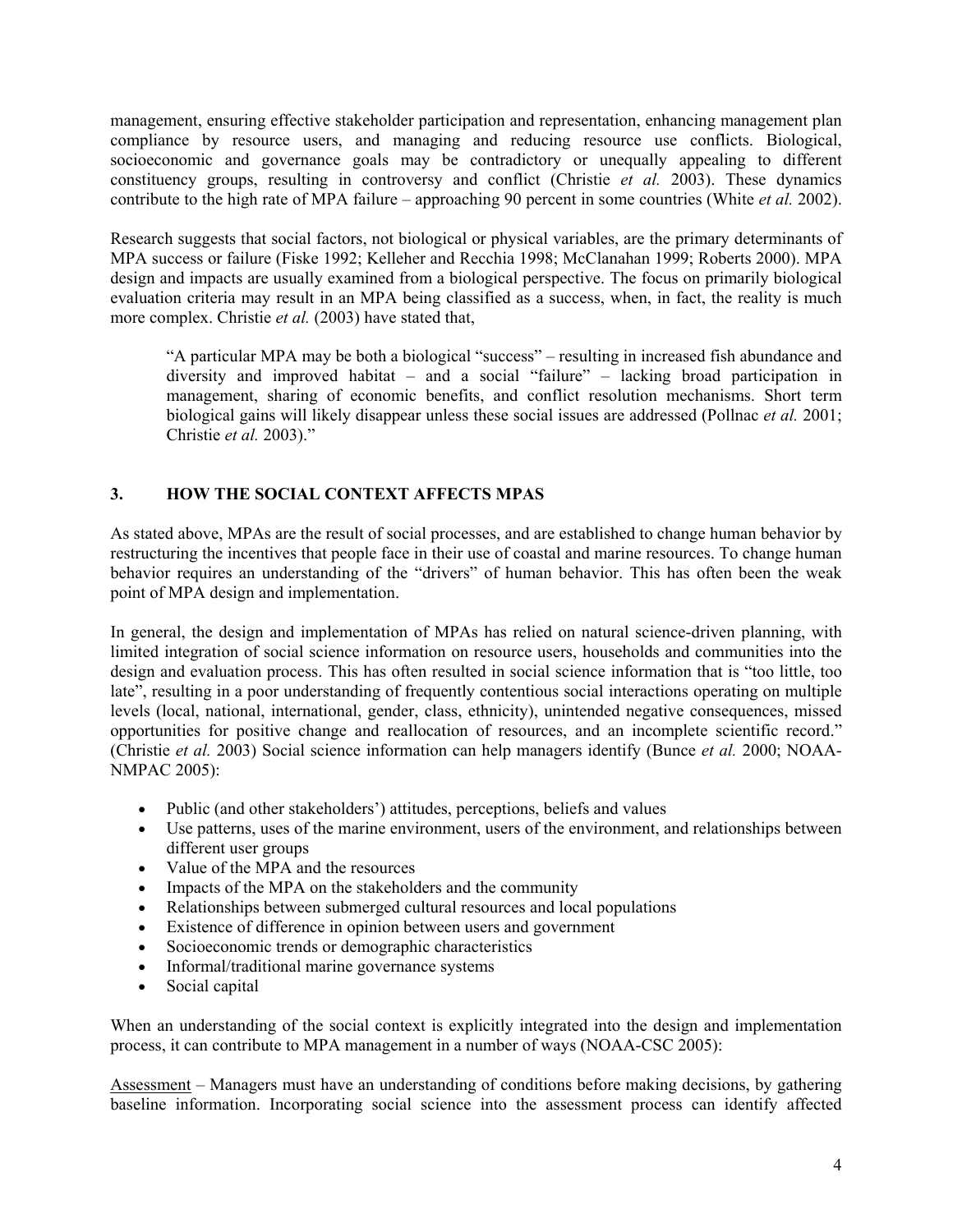management, ensuring effective stakeholder participation and representation, enhancing management plan compliance by resource users, and managing and reducing resource use conflicts. Biological, socioeconomic and governance goals may be contradictory or unequally appealing to different constituency groups, resulting in controversy and conflict (Christie *et al.* 2003). These dynamics contribute to the high rate of MPA failure – approaching 90 percent in some countries (White *et al.* 2002).

Research suggests that social factors, not biological or physical variables, are the primary determinants of MPA success or failure (Fiske 1992; Kelleher and Recchia 1998; McClanahan 1999; Roberts 2000). MPA design and impacts are usually examined from a biological perspective. The focus on primarily biological evaluation criteria may result in an MPA being classified as a success, when, in fact, the reality is much more complex. Christie *et al.* (2003) have stated that,

> "A particular MPA may be both a biological "success" – resulting in increased fish abundance and diversity and improved habitat – and a social "failure" – lacking broad participation in management, sharing of economic benefits, and conflict resolution mechanisms. Short term biological gains will likely disappear unless these social issues are addressed (Pollnac *et al.* 2001; Christie *et al.* 2003)."

## 3. HOW THE SOCIAL CONTEXT AFFECTS MPAS

As stated above, MPAs are the result of social processes, and are established to change human behavior by restructuring the incentives that people face in their use of coastal and marine resources. To change human behavior requires an understanding of the "drivers" of human behavior. This has often been the weak point of MPA design and implementation.

In general, the design and implementation of MPAs has relied on natural science-driven planning, with limited integration of social science information on resource users, households and communities into the design and evaluation process. This has often resulted in social science information that is "too little, too late", resulting in a poor understanding of frequently contentious social interactions operating on multiple levels (local, national, international, gender, class, ethnicity), unintended negative consequences, missed opportunities for positive change and reallocation of resources, and an incomplete scientific record." (Christie *et al.* 2003) Social science information can help managers identify (Bunce *et al.* 2000; NOAA-NMPAC 2005):

- Public (and other stakeholders') attitudes, perceptions, beliefs and values
- Use patterns, uses of the marine environment, users of the environment, and relationships between different user groups
- Value of the MPA and the resources
- Impacts of the MPA on the stakeholders and the community
- Relationships between submerged cultural resources and local populations
- Existence of difference in opinion between users and government
- Socioeconomic trends or demographic characteristics
- Informal/traditional marine governance systems
- Social capital

When an understanding of the social context is explicitly integrated into the design and implementation process, it can contribute to MPA management in a number of ways (NOAA-CSC 2005):

<u>Assessment</u> – Managers must have an understanding of conditions before making decisions, by gathering baseline information. Incorporating social science into the assessment process can identify affected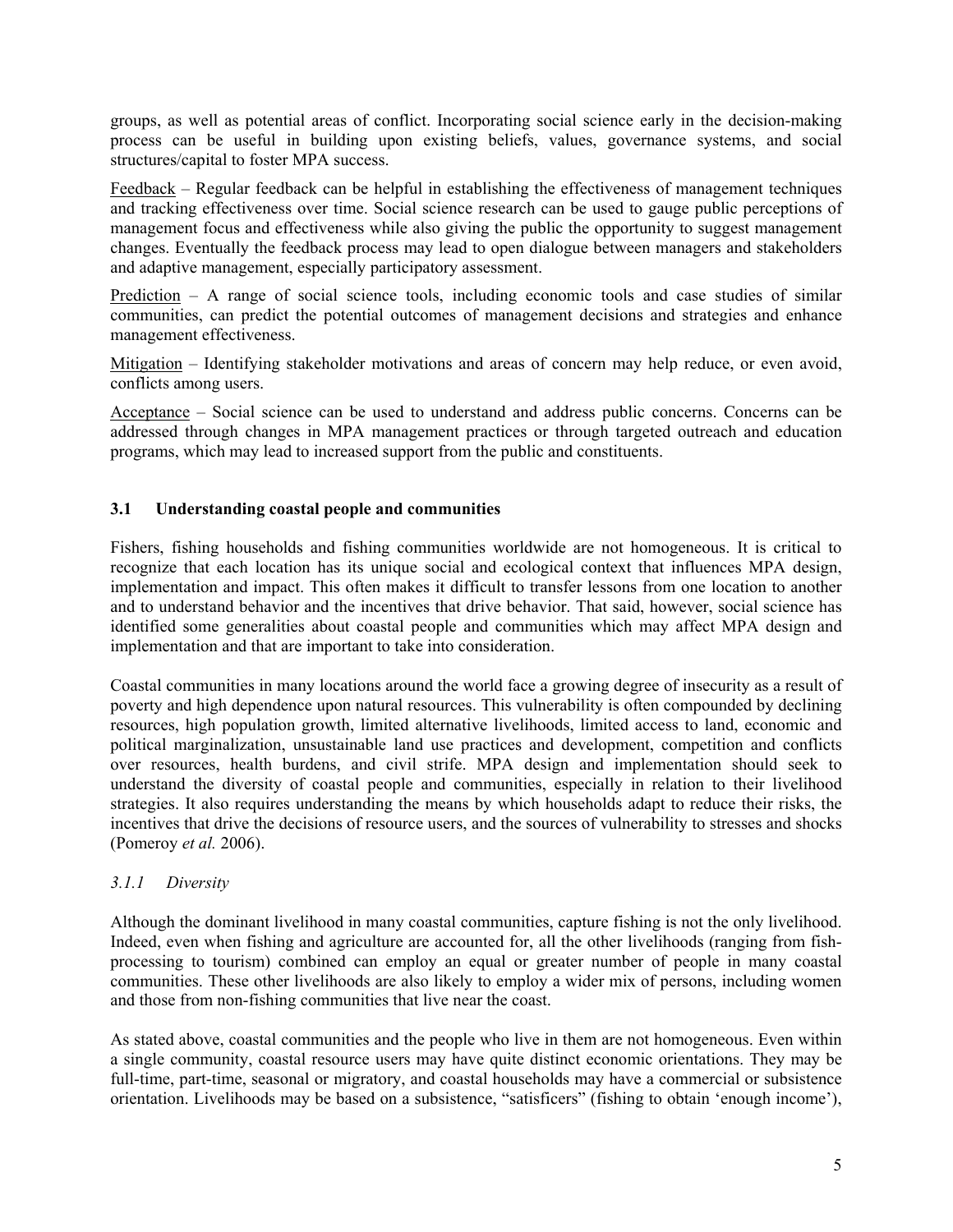groups, as well as potential areas of conflict. Incorporating social science early in the decision-making process can be useful in building upon existing beliefs, values, governance systems, and social structures/capital to foster MPA success.

<u>Feedback</u> – Regular feedback can be helpful in establishing the effectiveness of management techniques and tracking effectiveness over time. Social science research can be used to gauge public perceptions of management focus and effectiveness while also giving the public the opportunity to suggest management changes. Eventually the feedback process may lead to open dialogue between managers and stakeholders and adaptive management, especially participatory assessment.

<u>Prediction</u> – A range of social science tools, including economic tools and case studies of similar communities, can predict the potential outcomes of management decisions and strategies and enhance management effectiveness.

<u>Mitigation</u> – Identifying stakeholder motivations and areas of concern may help reduce, or even avoid, conflicts among users.

<u>Acceptance</u> – Social science can be used to understand and address public concerns. Concerns can be addressed through changes in MPA management practices or through targeted outreach and education programs, which may lead to increased support from the public and constituents.

### 3.1 Understanding coastal people and communities

Fishers, fishing households and fishing communities worldwide are not homogeneous. It is critical to recognize that each location has its unique social and ecological context that influences MPA design, implementation and impact. This often makes it difficult to transfer lessons from one location to another and to understand behavior and the incentives that drive behavior. That said, however, social science has identified some generalities about coastal people and communities which may affect MPA design and implementation and that are important to take into consideration.

Coastal communities in many locations around the world face a growing degree of insecurity as a result of poverty and high dependence upon natural resources. This vulnerability is often compounded by declining resources, high population growth, limited alternative livelihoods, limited access to land, economic and political marginalization, unsustainable land use practices and development, competition and conflicts over resources, health burdens, and civil strife. MPA design and implementation should seek to understand the diversity of coastal people and communities, especially in relation to their livelihood strategies. It also requires understanding the means by which households adapt to reduce their risks, the incentives that drive the decisions of resource users, and the sources of vulnerability to stresses and shocks (Pomeroy *et al.* 2006).

#### *3.1.1 Diversity*

Although the dominant livelihood in many coastal communities, capture fishing is not the only livelihood. Indeed, even when fishing and agriculture are accounted for, all the other livelihoods (ranging from fish-processing to tourism) combined can employ an equal or greater number of people in many coastal communities. These other livelihoods are also likely to employ a wider mix of persons, including women and those from non-fishing communities that live near the coast.

As stated above, coastal communities and the people who live in them are not homogeneous. Even within a single community, coastal resource users may have quite distinct economic orientations. They may be full-time, part-time, seasonal or migratory, and coastal households may have a commercial or subsistence orientation. Livelihoods may be based on a subsistence, "satisficers" (fishing to obtain 'enough income'),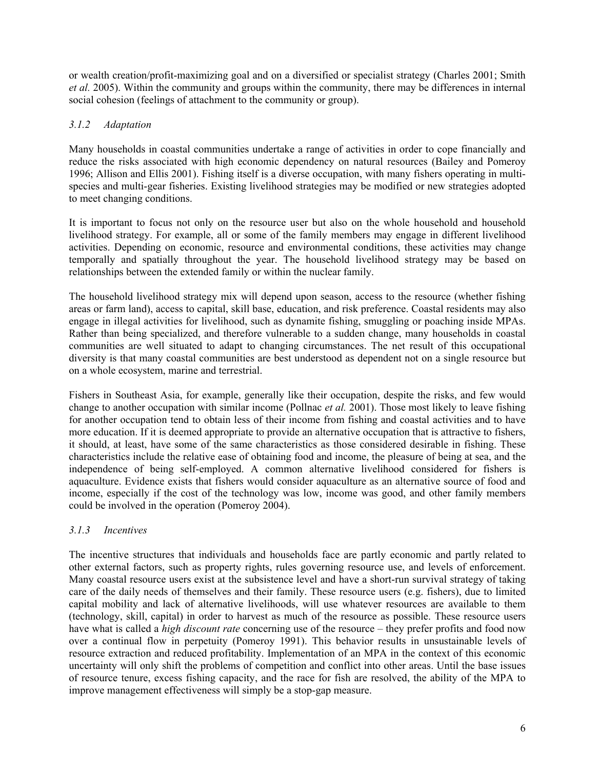or wealth creation/profit-maximizing goal and on a diversified or specialist strategy (Charles 2001; Smith *et al.* 2005). Within the community and groups within the community, there may be differences in internal social cohesion (feelings of attachment to the community or group).

### *3.1.2 Adaptation*

Many households in coastal communities undertake a range of activities in order to cope financially and reduce the risks associated with high economic dependency on natural resources (Bailey and Pomeroy 1996; Allison and Ellis 2001). Fishing itself is a diverse occupation, with many fishers operating in multi-species and multi-gear fisheries. Existing livelihood strategies may be modified or new strategies adopted to meet changing conditions.

It is important to focus not only on the resource user but also on the whole household and household livelihood strategy. For example, all or some of the family members may engage in different livelihood activities. Depending on economic, resource and environmental conditions, these activities may change temporally and spatially throughout the year. The household livelihood strategy may be based on relationships between the extended family or within the nuclear family.

The household livelihood strategy mix will depend upon season, access to the resource (whether fishing areas or farm land), access to capital, skill base, education, and risk preference. Coastal residents may also engage in illegal activities for livelihood, such as dynamite fishing, smuggling or poaching inside MPAs. Rather than being specialized, and therefore vulnerable to a sudden change, many households in coastal communities are well situated to adapt to changing circumstances. The net result of this occupational diversity is that many coastal communities are best understood as dependent not on a single resource but on a whole ecosystem, marine and terrestrial.

Fishers in Southeast Asia, for example, generally like their occupation, despite the risks, and few would change to another occupation with similar income (Pollnac *et al.* 2001). Those most likely to leave fishing for another occupation tend to obtain less of their income from fishing and coastal activities and to have more education. If it is deemed appropriate to provide an alternative occupation that is attractive to fishers, it should, at least, have some of the same characteristics as those considered desirable in fishing. These characteristics include the relative ease of obtaining food and income, the pleasure of being at sea, and the independence of being self-employed. A common alternative livelihood considered for fishers is aquaculture. Evidence exists that fishers would consider aquaculture as an alternative source of food and income, especially if the cost of the technology was low, income was good, and other family members could be involved in the operation (Pomeroy 2004).

### *3.1.3 Incentives*

The incentive structures that individuals and households face are partly economic and partly related to other external factors, such as property rights, rules governing resource use, and levels of enforcement. Many coastal resource users exist at the subsistence level and have a short-run survival strategy of taking care of the daily needs of themselves and their family. These resource users (e.g. fishers), due to limited capital mobility and lack of alternative livelihoods, will use whatever resources are available to them (technology, skill, capital) in order to harvest as much of the resource as possible. These resource users have what is called a *high discount rate* concerning use of the resource – they prefer profits and food now over a continual flow in perpetuity (Pomeroy 1991). This behavior results in unsustainable levels of resource extraction and reduced profitability. Implementation of an MPA in the context of this economic uncertainty will only shift the problems of competition and conflict into other areas. Until the base issues of resource tenure, excess fishing capacity, and the race for fish are resolved, the ability of the MPA to improve management effectiveness will simply be a stop-gap measure.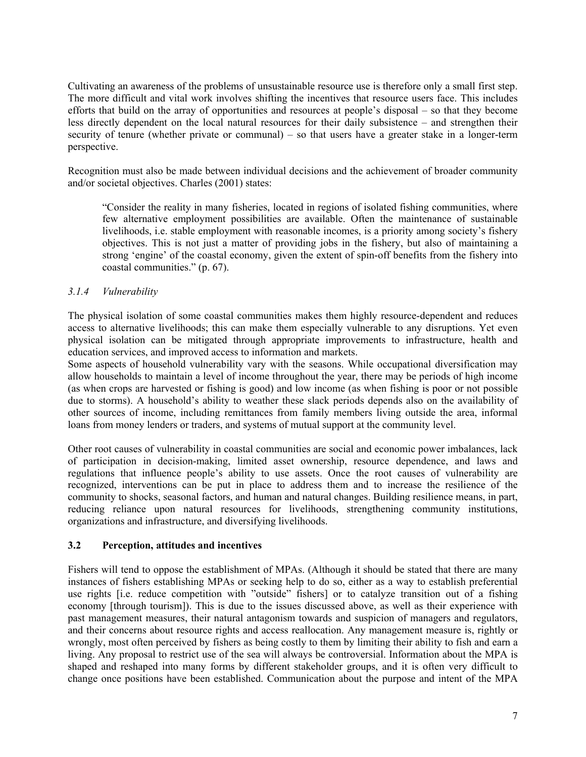Cultivating an awareness of the problems of unsustainable resource use is therefore only a small first step. The more difficult and vital work involves shifting the incentives that resource users face. This includes efforts that build on the array of opportunities and resources at people's disposal – so that they become less directly dependent on the local natural resources for their daily subsistence – and strengthen their security of tenure (whether private or communal) – so that users have a greater stake in a longer-term perspective.

Recognition must also be made between individual decisions and the achievement of broader community and/or societal objectives. Charles (2001) states:

> "Consider the reality in many fisheries, located in regions of isolated fishing communities, where few alternative employment possibilities are available. Often the maintenance of sustainable livelihoods, i.e. stable employment with reasonable incomes, is a priority among society's fishery objectives. This is not just a matter of providing jobs in the fishery, but also of maintaining a strong 'engine' of the coastal economy, given the extent of spin-off benefits from the fishery into coastal communities." (p. 67).

#### *3.1.4 Vulnerability*

The physical isolation of some coastal communities makes them highly resource-dependent and reduces access to alternative livelihoods; this can make them especially vulnerable to any disruptions. Yet even physical isolation can be mitigated through appropriate improvements to infrastructure, health and education services, and improved access to information and markets.

Some aspects of household vulnerability vary with the seasons. While occupational diversification may allow households to maintain a level of income throughout the year, there may be periods of high income (as when crops are harvested or fishing is good) and low income (as when fishing is poor or not possible due to storms). A household's ability to weather these slack periods depends also on the availability of other sources of income, including remittances from family members living outside the area, informal loans from money lenders or traders, and systems of mutual support at the community level.

Other root causes of vulnerability in coastal communities are social and economic power imbalances, lack of participation in decision-making, limited asset ownership, resource dependence, and laws and regulations that influence people's ability to use assets. Once the root causes of vulnerability are recognized, interventions can be put in place to address them and to increase the resilience of the community to shocks, seasonal factors, and human and natural changes. Building resilience means, in part, reducing reliance upon natural resources for livelihoods, strengthening community institutions, organizations and infrastructure, and diversifying livelihoods.

### **3.2 Perception, attitudes and incentives**

Fishers will tend to oppose the establishment of MPAs. (Although it should be stated that there are many instances of fishers establishing MPAs or seeking help to do so, either as a way to establish preferential use rights [i.e. reduce competition with "outside" fishers] or to catalyze transition out of a fishing economy [through tourism]). This is due to the issues discussed above, as well as their experience with past management measures, their natural antagonism towards and suspicion of managers and regulators, and their concerns about resource rights and access reallocation. Any management measure is, rightly or wrongly, most often perceived by fishers as being costly to them by limiting their ability to fish and earn a living. Any proposal to restrict use of the sea will always be controversial. Information about the MPA is shaped and reshaped into many forms by different stakeholder groups, and it is often very difficult to change once positions have been established. Communication about the purpose and intent of the MPA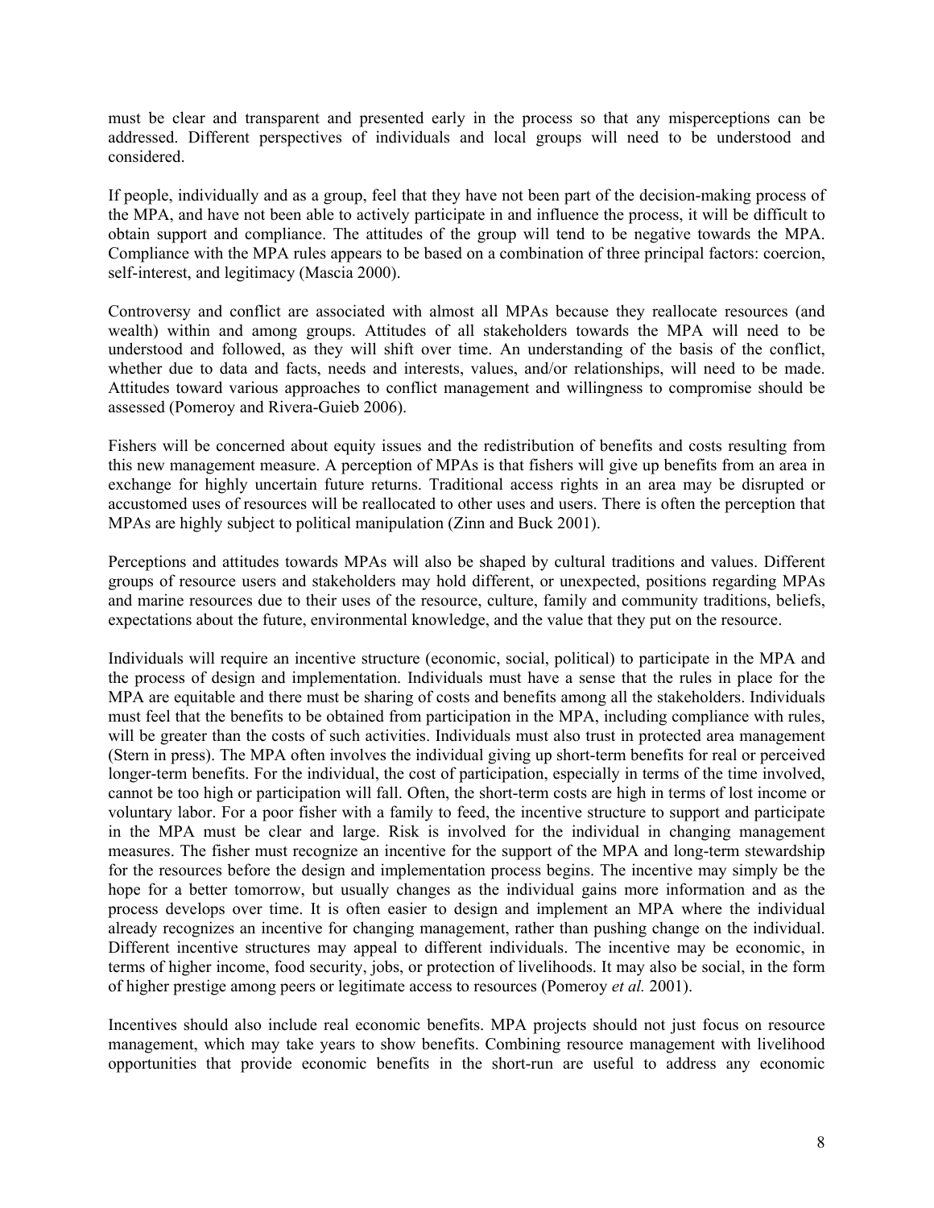must be clear and transparent and presented early in the process so that any misperceptions can be addressed. Different perspectives of individuals and local groups will need to be understood and considered.

If people, individually and as a group, feel that they have not been part of the decision-making process of the MPA, and have not been able to actively participate in and influence the process, it will be difficult to obtain support and compliance. The attitudes of the group will tend to be negative towards the MPA. Compliance with the MPA rules appears to be based on a combination of three principal factors: coercion, self-interest, and legitimacy (Mascia 2000).

Controversy and conflict are associated with almost all MPAs because they reallocate resources (and wealth) within and among groups. Attitudes of all stakeholders towards the MPA will need to be understood and followed, as they will shift over time. An understanding of the basis of the conflict, whether due to data and facts, needs and interests, values, and/or relationships, will need to be made. Attitudes toward various approaches to conflict management and willingness to compromise should be assessed (Pomeroy and Rivera-Guieb 2006).

Fishers will be concerned about equity issues and the redistribution of benefits and costs resulting from this new management measure. A perception of MPAs is that fishers will give up benefits from an area in exchange for highly uncertain future returns. Traditional access rights in an area may be disrupted or accustomed uses of resources will be reallocated to other uses and users. There is often the perception that MPAs are highly subject to political manipulation (Zinn and Buck 2001).

Perceptions and attitudes towards MPAs will also be shaped by cultural traditions and values. Different groups of resource users and stakeholders may hold different, or unexpected, positions regarding MPAs and marine resources due to their uses of the resource, culture, family and community traditions, beliefs, expectations about the future, environmental knowledge, and the value that they put on the resource.

Individuals will require an incentive structure (economic, social, political) to participate in the MPA and the process of design and implementation. Individuals must have a sense that the rules in place for the MPA are equitable and there must be sharing of costs and benefits among all the stakeholders. Individuals must feel that the benefits to be obtained from participation in the MPA, including compliance with rules, will be greater than the costs of such activities. Individuals must also trust in protected area management (Stern in press). The MPA often involves the individual giving up short-term benefits for real or perceived longer-term benefits. For the individual, the cost of participation, especially in terms of the time involved, cannot be too high or participation will fall. Often, the short-term costs are high in terms of lost income or voluntary labor. For a poor fisher with a family to feed, the incentive structure to support and participate in the MPA must be clear and large. Risk is involved for the individual in changing management measures. The fisher must recognize an incentive for the support of the MPA and long-term stewardship for the resources before the design and implementation process begins. The incentive may simply be the hope for a better tomorrow, but usually changes as the individual gains more information and as the process develops over time. It is often easier to design and implement an MPA where the individual already recognizes an incentive for changing management, rather than pushing change on the individual. Different incentive structures may appeal to different individuals. The incentive may be economic, in terms of higher income, food security, jobs, or protection of livelihoods. It may also be social, in the form of higher prestige among peers or legitimate access to resources (Pomeroy *et al.* 2001).

Incentives should also include real economic benefits. MPA projects should not just focus on resource management, which may take years to show benefits. Combining resource management with livelihood opportunities that provide economic benefits in the short-run are useful to address any economic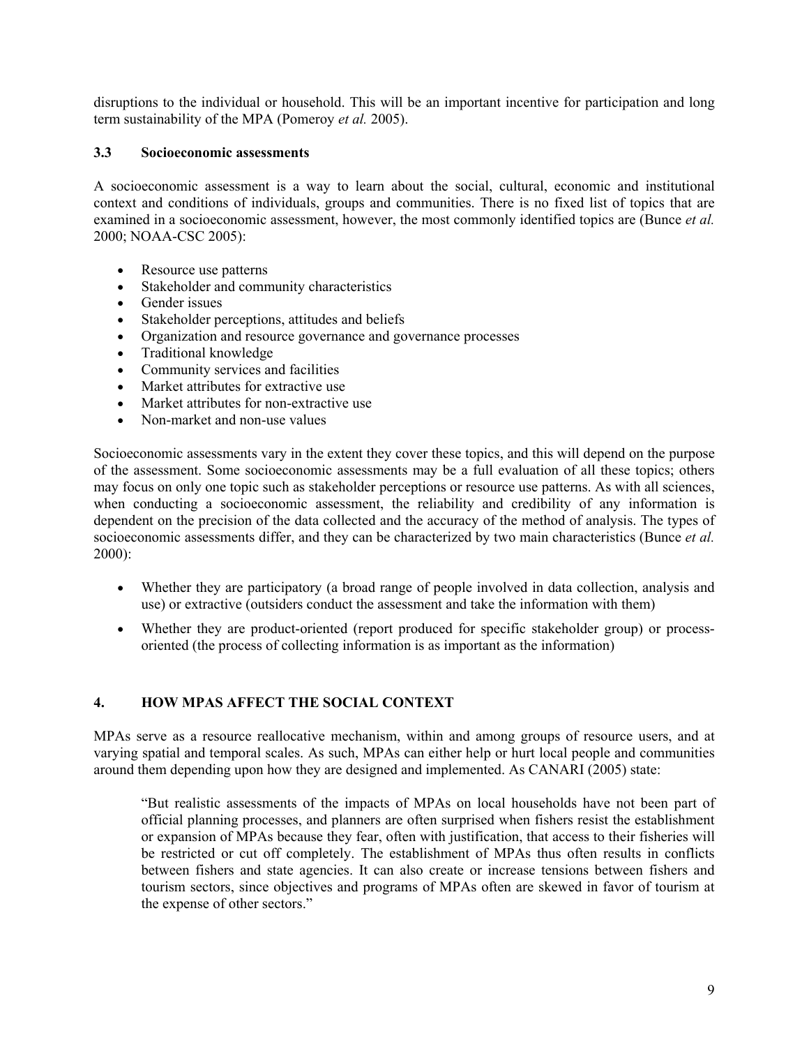disruptions to the individual or household. This will be an important incentive for participation and long term sustainability of the MPA (Pomeroy *et al.* 2005).

### 3.3 Socioeconomic assessments

A socioeconomic assessment is a way to learn about the social, cultural, economic and institutional context and conditions of individuals, groups and communities. There is no fixed list of topics that are examined in a socioeconomic assessment, however, the most commonly identified topics are (Bunce *et al.* 2000; NOAA-CSC 2005):

- Resource use patterns
- Stakeholder and community characteristics
- Gender issues
- Stakeholder perceptions, attitudes and beliefs
- Organization and resource governance and governance processes
- Traditional knowledge
- Community services and facilities
- Market attributes for extractive use
- Market attributes for non-extractive use
- Non-market and non-use values

Socioeconomic assessments vary in the extent they cover these topics, and this will depend on the purpose of the assessment. Some socioeconomic assessments may be a full evaluation of all these topics; others may focus on only one topic such as stakeholder perceptions or resource use patterns. As with all sciences, when conducting a socioeconomic assessment, the reliability and credibility of any information is dependent on the precision of the data collected and the accuracy of the method of analysis. The types of socioeconomic assessments differ, and they can be characterized by two main characteristics (Bunce *et al.* 2000):

- Whether they are participatory (a broad range of people involved in data collection, analysis and use) or extractive (outsiders conduct the assessment and take the information with them)
- Whether they are product-oriented (report produced for specific stakeholder group) or process-oriented (the process of collecting information is as important as the information)

## 4. HOW MPAS AFFECT THE SOCIAL CONTEXT

MPAs serve as a resource reallocative mechanism, within and among groups of resource users, and at varying spatial and temporal scales. As such, MPAs can either help or hurt local people and communities around them depending upon how they are designed and implemented. As CANARI (2005) state:

> "But realistic assessments of the impacts of MPAs on local households have not been part of official planning processes, and planners are often surprised when fishers resist the establishment or expansion of MPAs because they fear, often with justification, that access to their fisheries will be restricted or cut off completely. The establishment of MPAs thus often results in conflicts between fishers and state agencies. It can also create or increase tensions between fishers and tourism sectors, since objectives and programs of MPAs often are skewed in favor of tourism at the expense of other sectors."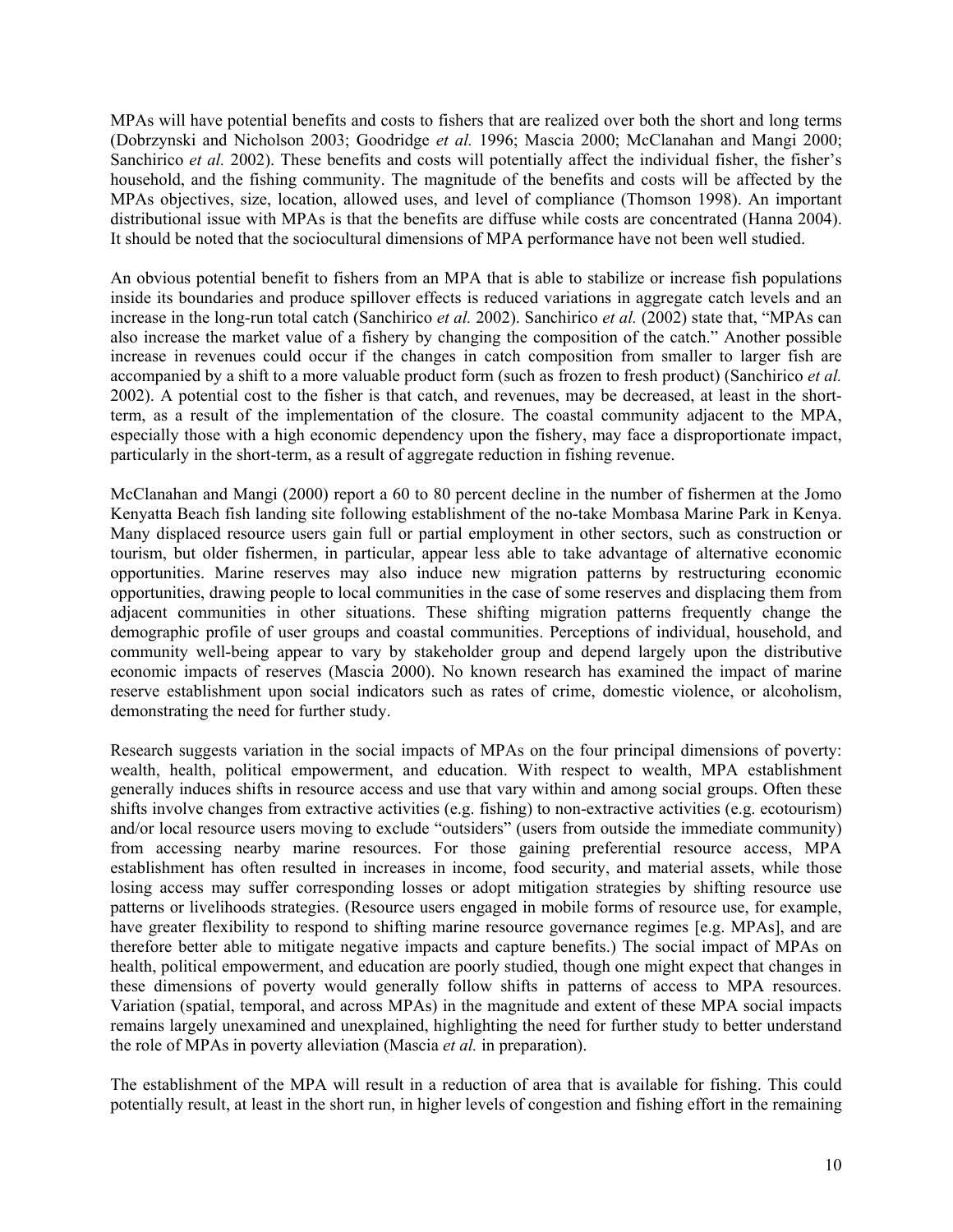MPAs will have potential benefits and costs to fishers that are realized over both the short and long terms (Dobrzynski and Nicholson 2003; Goodridge *et al.* 1996; Mascia 2000; McClanahan and Mangi 2000; Sanchirico *et al.* 2002). These benefits and costs will potentially affect the individual fisher, the fisher's household, and the fishing community. The magnitude of the benefits and costs will be affected by the MPAs objectives, size, location, allowed uses, and level of compliance (Thomson 1998). An important distributional issue with MPAs is that the benefits are diffuse while costs are concentrated (Hanna 2004). It should be noted that the sociocultural dimensions of MPA performance have not been well studied.

An obvious potential benefit to fishers from an MPA that is able to stabilize or increase fish populations inside its boundaries and produce spillover effects is reduced variations in aggregate catch levels and an increase in the long-run total catch (Sanchirico *et al.* 2002). Sanchirico *et al.* (2002) state that, "MPAs can also increase the market value of a fishery by changing the composition of the catch." Another possible increase in revenues could occur if the changes in catch composition from smaller to larger fish are accompanied by a shift to a more valuable product form (such as frozen to fresh product) (Sanchirico *et al.* 2002). A potential cost to the fisher is that catch, and revenues, may be decreased, at least in the short-term, as a result of the implementation of the closure. The coastal community adjacent to the MPA, especially those with a high economic dependency upon the fishery, may face a disproportionate impact, particularly in the short-term, as a result of aggregate reduction in fishing revenue.

McClanahan and Mangi (2000) report a 60 to 80 percent decline in the number of fishermen at the Jomo Kenyatta Beach fish landing site following establishment of the no-take Mombasa Marine Park in Kenya. Many displaced resource users gain full or partial employment in other sectors, such as construction or tourism, but older fishermen, in particular, appear less able to take advantage of alternative economic opportunities. Marine reserves may also induce new migration patterns by restructuring economic opportunities, drawing people to local communities in the case of some reserves and displacing them from adjacent communities in other situations. These shifting migration patterns frequently change the demographic profile of user groups and coastal communities. Perceptions of individual, household, and community well-being appear to vary by stakeholder group and depend largely upon the distributive economic impacts of reserves (Mascia 2000). No known research has examined the impact of marine reserve establishment upon social indicators such as rates of crime, domestic violence, or alcoholism, demonstrating the need for further study.

Research suggests variation in the social impacts of MPAs on the four principal dimensions of poverty: wealth, health, political empowerment, and education. With respect to wealth, MPA establishment generally induces shifts in resource access and use that vary within and among social groups. Often these shifts involve changes from extractive activities (e.g. fishing) to non-extractive activities (e.g. ecotourism) and/or local resource users moving to exclude "outsiders" (users from outside the immediate community) from accessing nearby marine resources. For those gaining preferential resource access, MPA establishment has often resulted in increases in income, food security, and material assets, while those losing access may suffer corresponding losses or adopt mitigation strategies by shifting resource use patterns or livelihoods strategies. (Resource users engaged in mobile forms of resource use, for example, have greater flexibility to respond to shifting marine resource governance regimes [e.g. MPAs], and are therefore better able to mitigate negative impacts and capture benefits.) The social impact of MPAs on health, political empowerment, and education are poorly studied, though one might expect that changes in these dimensions of poverty would generally follow shifts in patterns of access to MPA resources. Variation (spatial, temporal, and across MPAs) in the magnitude and extent of these MPA social impacts remains largely unexamined and unexplained, highlighting the need for further study to better understand the role of MPAs in poverty alleviation (Mascia *et al.* in preparation).

The establishment of the MPA will result in a reduction of area that is available for fishing. This could potentially result, at least in the short run, in higher levels of congestion and fishing effort in the remaining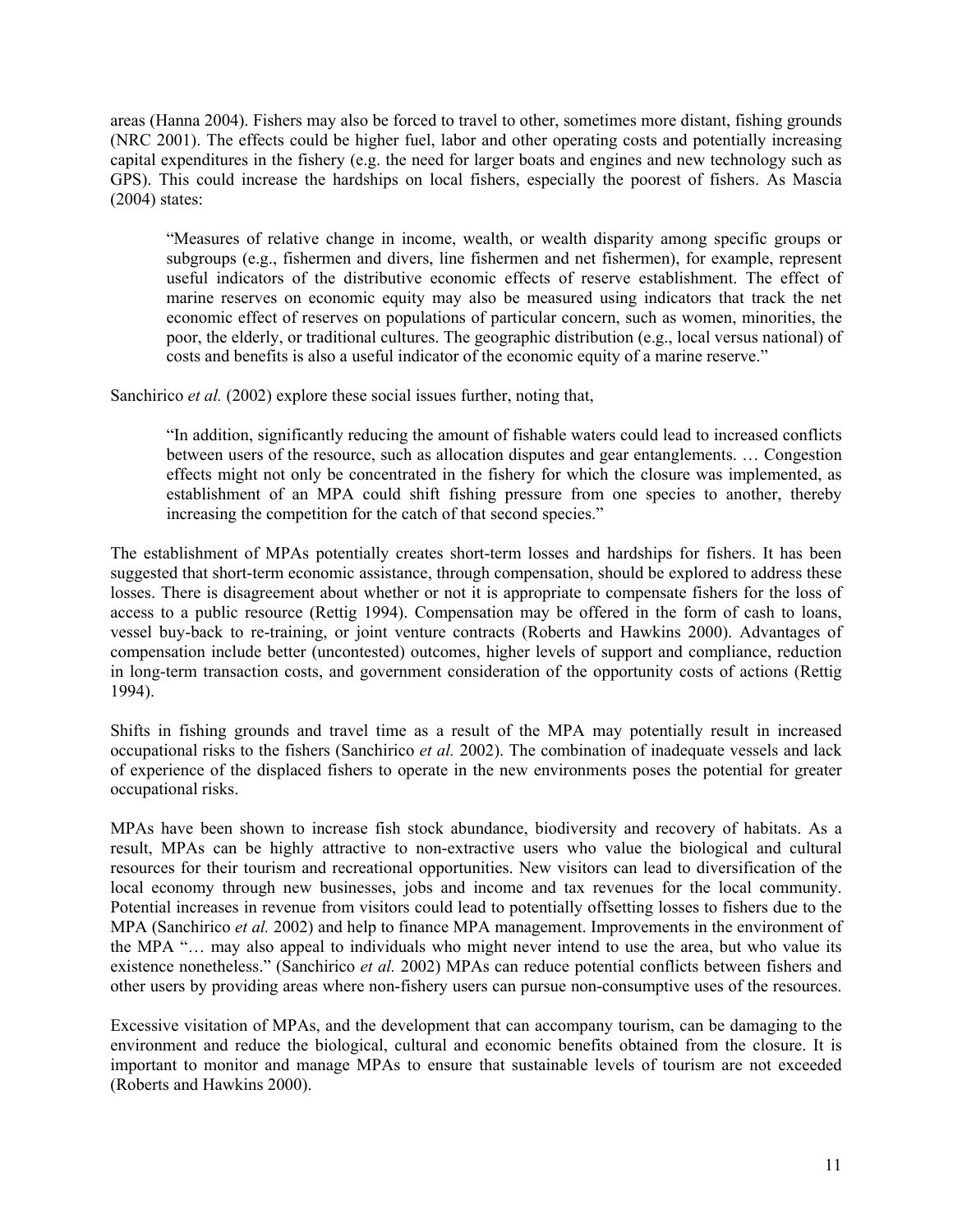areas (Hanna 2004). Fishers may also be forced to travel to other, sometimes more distant, fishing grounds (NRC 2001). The effects could be higher fuel, labor and other operating costs and potentially increasing capital expenditures in the fishery (e.g. the need for larger boats and engines and new technology such as GPS). This could increase the hardships on local fishers, especially the poorest of fishers. As Mascia (2004) states:

> "Measures of relative change in income, wealth, or wealth disparity among specific groups or subgroups (e.g., fishermen and divers, line fishermen and net fishermen), for example, represent useful indicators of the distributive economic effects of reserve establishment. The effect of marine reserves on economic equity may also be measured using indicators that track the net economic effect of reserves on populations of particular concern, such as women, minorities, the poor, the elderly, or traditional cultures. The geographic distribution (e.g., local versus national) of costs and benefits is also a useful indicator of the economic equity of a marine reserve."

Sanchirico *et al.* (2002) explore these social issues further, noting that,

> "In addition, significantly reducing the amount of fishable waters could lead to increased conflicts between users of the resource, such as allocation disputes and gear entanglements. … Congestion effects might not only be concentrated in the fishery for which the closure was implemented, as establishment of an MPA could shift fishing pressure from one species to another, thereby increasing the competition for the catch of that second species."

The establishment of MPAs potentially creates short-term losses and hardships for fishers. It has been suggested that short-term economic assistance, through compensation, should be explored to address these losses. There is disagreement about whether or not it is appropriate to compensate fishers for the loss of access to a public resource (Rettig 1994). Compensation may be offered in the form of cash to loans, vessel buy-back to re-training, or joint venture contracts (Roberts and Hawkins 2000). Advantages of compensation include better (uncontested) outcomes, higher levels of support and compliance, reduction in long-term transaction costs, and government consideration of the opportunity costs of actions (Rettig 1994).

Shifts in fishing grounds and travel time as a result of the MPA may potentially result in increased occupational risks to the fishers (Sanchirico *et al.* 2002). The combination of inadequate vessels and lack of experience of the displaced fishers to operate in the new environments poses the potential for greater occupational risks.

MPAs have been shown to increase fish stock abundance, biodiversity and recovery of habitats. As a result, MPAs can be highly attractive to non-extractive users who value the biological and cultural resources for their tourism and recreational opportunities. New visitors can lead to diversification of the local economy through new businesses, jobs and income and tax revenues for the local community. Potential increases in revenue from visitors could lead to potentially offsetting losses to fishers due to the MPA (Sanchirico *et al.* 2002) and help to finance MPA management. Improvements in the environment of the MPA "… may also appeal to individuals who might never intend to use the area, but who value its existence nonetheless." (Sanchirico *et al.* 2002) MPAs can reduce potential conflicts between fishers and other users by providing areas where non-fishery users can pursue non-consumptive uses of the resources.

Excessive visitation of MPAs, and the development that can accompany tourism, can be damaging to the environment and reduce the biological, cultural and economic benefits obtained from the closure. It is important to monitor and manage MPAs to ensure that sustainable levels of tourism are not exceeded (Roberts and Hawkins 2000).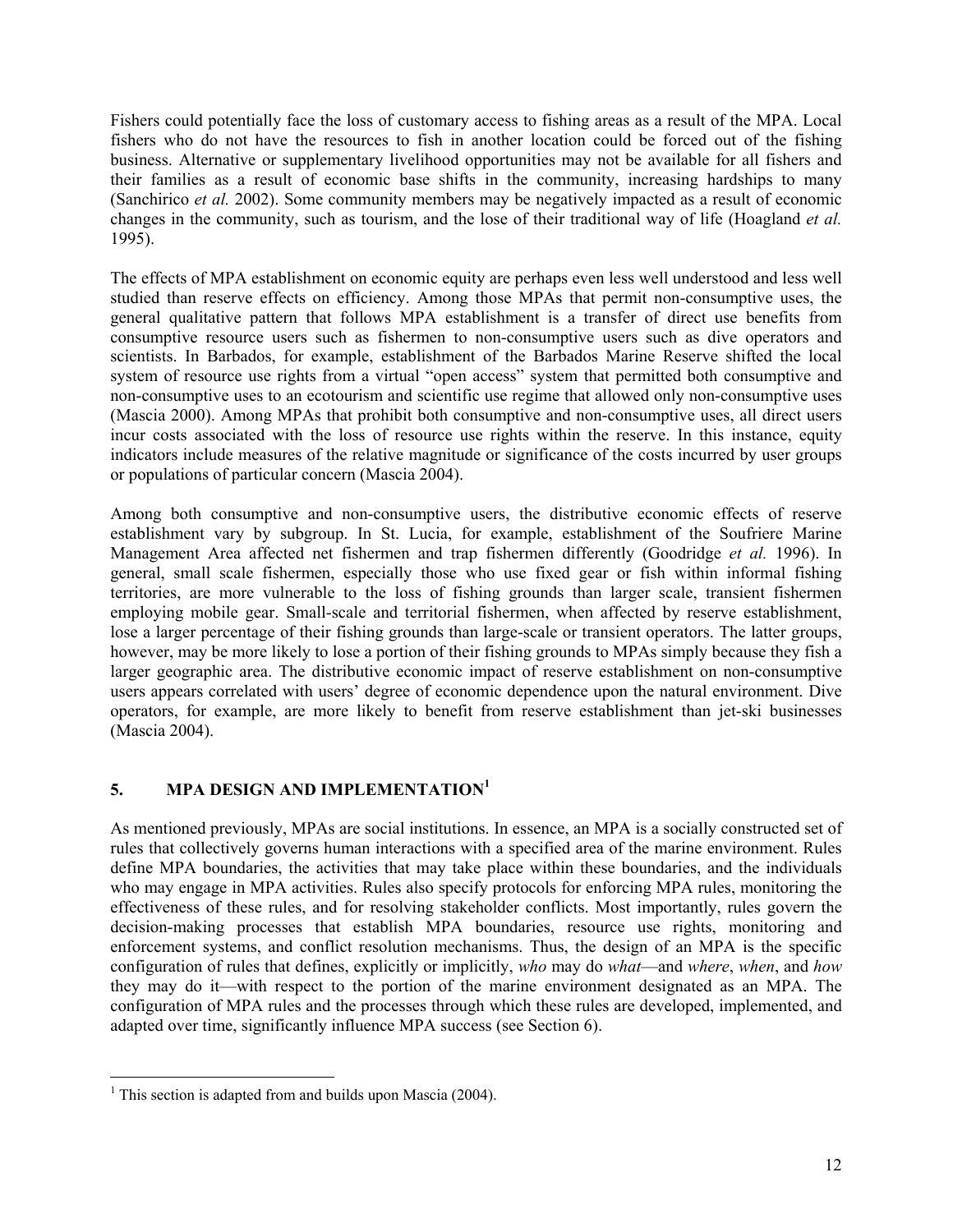Fishers could potentially face the loss of customary access to fishing areas as a result of the MPA. Local fishers who do not have the resources to fish in another location could be forced out of the fishing business. Alternative or supplementary livelihood opportunities may not be available for all fishers and their families as a result of economic base shifts in the community, increasing hardships to many (Sanchirico *et al.* 2002). Some community members may be negatively impacted as a result of economic changes in the community, such as tourism, and the lose of their traditional way of life (Hoagland *et al.* 1995).

The effects of MPA establishment on economic equity are perhaps even less well understood and less well studied than reserve effects on efficiency. Among those MPAs that permit non-consumptive uses, the general qualitative pattern that follows MPA establishment is a transfer of direct use benefits from consumptive resource users such as fishermen to non-consumptive users such as dive operators and scientists. In Barbados, for example, establishment of the Barbados Marine Reserve shifted the local system of resource use rights from a virtual "open access" system that permitted both consumptive and non-consumptive uses to an ecotourism and scientific use regime that allowed only non-consumptive uses (Mascia 2000). Among MPAs that prohibit both consumptive and non-consumptive uses, all direct users incur costs associated with the loss of resource use rights within the reserve. In this instance, equity indicators include measures of the relative magnitude or significance of the costs incurred by user groups or populations of particular concern (Mascia 2004).

Among both consumptive and non-consumptive users, the distributive economic effects of reserve establishment vary by subgroup. In St. Lucia, for example, establishment of the Soufriere Marine Management Area affected net fishermen and trap fishermen differently (Goodridge *et al.* 1996). In general, small scale fishermen, especially those who use fixed gear or fish within informal fishing territories, are more vulnerable to the loss of fishing grounds than larger scale, transient fishermen employing mobile gear. Small-scale and territorial fishermen, when affected by reserve establishment, lose a larger percentage of their fishing grounds than large-scale or transient operators. The latter groups, however, may be more likely to lose a portion of their fishing grounds to MPAs simply because they fish a larger geographic area. The distributive economic impact of reserve establishment on non-consumptive users appears correlated with users' degree of economic dependence upon the natural environment. Dive operators, for example, are more likely to benefit from reserve establishment than jet-ski businesses (Mascia 2004).

## 5. MPA DESIGN AND IMPLEMENTATION[1]

As mentioned previously, MPAs are social institutions. In essence, an MPA is a socially constructed set of rules that collectively governs human interactions with a specified area of the marine environment. Rules define MPA boundaries, the activities that may take place within these boundaries, and the individuals who may engage in MPA activities. Rules also specify protocols for enforcing MPA rules, monitoring the effectiveness of these rules, and for resolving stakeholder conflicts. Most importantly, rules govern the decision-making processes that establish MPA boundaries, resource use rights, monitoring and enforcement systems, and conflict resolution mechanisms. Thus, the design of an MPA is the specific configuration of rules that defines, explicitly or implicitly, *who* may do *what*—and *where*, *when*, and *how* they may do it—with respect to the portion of the marine environment designated as an MPA. The configuration of MPA rules and the processes through which these rules are developed, implemented, and adapted over time, significantly influence MPA success (see Section 6).

[1] This section is adapted from and builds upon Mascia (2004).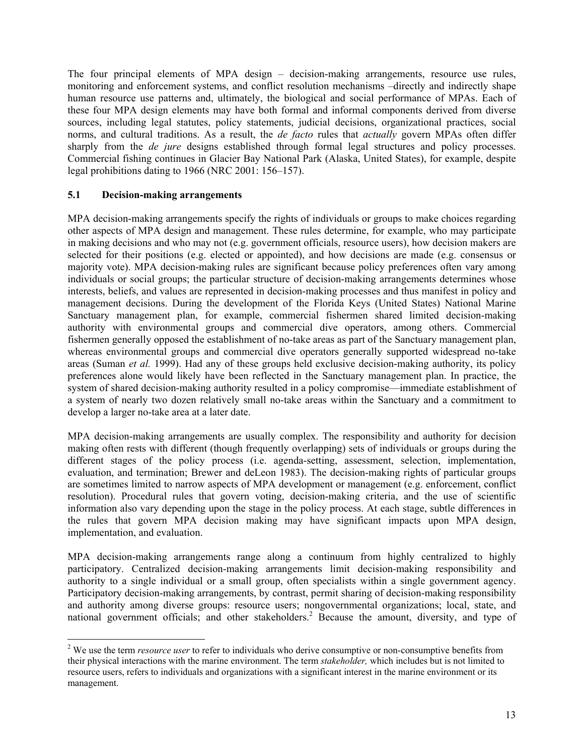The four principal elements of MPA design – decision-making arrangements, resource use rules, monitoring and enforcement systems, and conflict resolution mechanisms –directly and indirectly shape human resource use patterns and, ultimately, the biological and social performance of MPAs. Each of these four MPA design elements may have both formal and informal components derived from diverse sources, including legal statutes, policy statements, judicial decisions, organizational practices, social norms, and cultural traditions. As a result, the *de facto* rules that *actually* govern MPAs often differ sharply from the *de jure* designs established through formal legal structures and policy processes. Commercial fishing continues in Glacier Bay National Park (Alaska, United States), for example, despite legal prohibitions dating to 1966 (NRC 2001: 156–157).

## 5.1 Decision-making arrangements

MPA decision-making arrangements specify the rights of individuals or groups to make choices regarding other aspects of MPA design and management. These rules determine, for example, who may participate in making decisions and who may not (e.g. government officials, resource users), how decision makers are selected for their positions (e.g. elected or appointed), and how decisions are made (e.g. consensus or majority vote). MPA decision-making rules are significant because policy preferences often vary among individuals or social groups; the particular structure of decision-making arrangements determines whose interests, beliefs, and values are represented in decision-making processes and thus manifest in policy and management decisions. During the development of the Florida Keys (United States) National Marine Sanctuary management plan, for example, commercial fishermen shared limited decision-making authority with environmental groups and commercial dive operators, among others. Commercial fishermen generally opposed the establishment of no-take areas as part of the Sanctuary management plan, whereas environmental groups and commercial dive operators generally supported widespread no-take areas (Suman *et al.* 1999). Had any of these groups held exclusive decision-making authority, its policy preferences alone would likely have been reflected in the Sanctuary management plan. In practice, the system of shared decision-making authority resulted in a policy compromise—immediate establishment of a system of nearly two dozen relatively small no-take areas within the Sanctuary and a commitment to develop a larger no-take area at a later date.

MPA decision-making arrangements are usually complex. The responsibility and authority for decision making often rests with different (though frequently overlapping) sets of individuals or groups during the different stages of the policy process (i.e. agenda-setting, assessment, selection, implementation, evaluation, and termination; Brewer and deLeon 1983). The decision-making rights of particular groups are sometimes limited to narrow aspects of MPA development or management (e.g. enforcement, conflict resolution). Procedural rules that govern voting, decision-making criteria, and the use of scientific information also vary depending upon the stage in the policy process. At each stage, subtle differences in the rules that govern MPA decision making may have significant impacts upon MPA design, implementation, and evaluation.

MPA decision-making arrangements range along a continuum from highly centralized to highly participatory. Centralized decision-making arrangements limit decision-making responsibility and authority to a single individual or a small group, often specialists within a single government agency. Participatory decision-making arrangements, by contrast, permit sharing of decision-making responsibility and authority among diverse groups: resource users; nongovernmental organizations; local, state, and national government officials; and other stakeholders.[2] Because the amount, diversity, and type of

[2] We use the term *resource user* to refer to individuals who derive consumptive or non-consumptive benefits from their physical interactions with the marine environment. The term *stakeholder,* which includes but is not limited to resource users, refers to individuals and organizations with a significant interest in the marine environment or its management.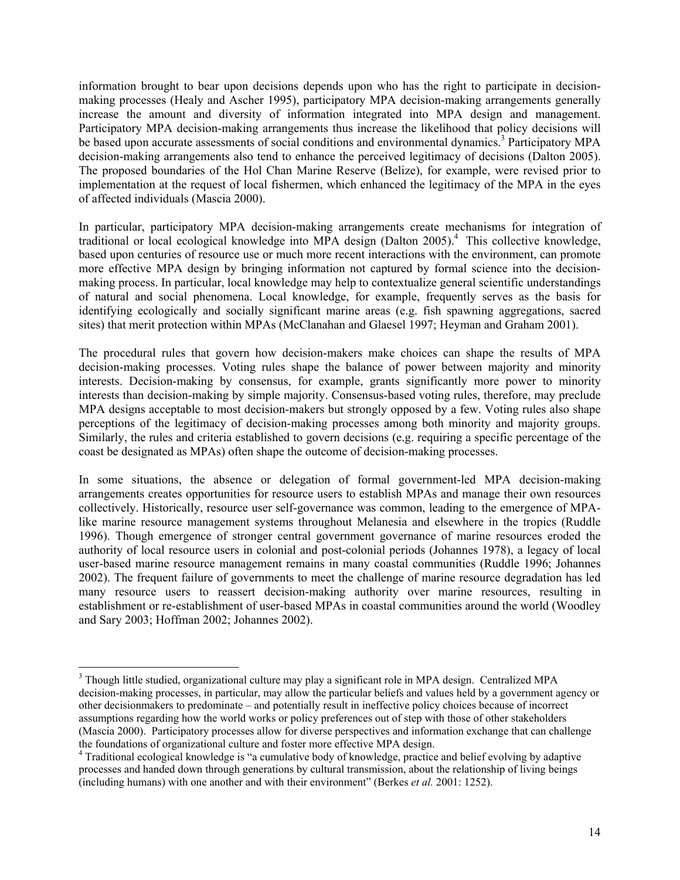information brought to bear upon decisions depends upon who has the right to participate in decision-making processes (Healy and Ascher 1995), participatory MPA decision-making arrangements generally increase the amount and diversity of information integrated into MPA design and management. Participatory MPA decision-making arrangements thus increase the likelihood that policy decisions will be based upon accurate assessments of social conditions and environmental dynamics.[3] Participatory MPA decision-making arrangements also tend to enhance the perceived legitimacy of decisions (Dalton 2005). The proposed boundaries of the Hol Chan Marine Reserve (Belize), for example, were revised prior to implementation at the request of local fishermen, which enhanced the legitimacy of the MPA in the eyes of affected individuals (Mascia 2000).

In particular, participatory MPA decision-making arrangements create mechanisms for integration of traditional or local ecological knowledge into MPA design (Dalton 2005).[4] This collective knowledge, based upon centuries of resource use or much more recent interactions with the environment, can promote more effective MPA design by bringing information not captured by formal science into the decision-making process. In particular, local knowledge may help to contextualize general scientific understandings of natural and social phenomena. Local knowledge, for example, frequently serves as the basis for identifying ecologically and socially significant marine areas (e.g. fish spawning aggregations, sacred sites) that merit protection within MPAs (McClanahan and Glaesel 1997; Heyman and Graham 2001).

The procedural rules that govern how decision-makers make choices can shape the results of MPA decision-making processes. Voting rules shape the balance of power between majority and minority interests. Decision-making by consensus, for example, grants significantly more power to minority interests than decision-making by simple majority. Consensus-based voting rules, therefore, may preclude MPA designs acceptable to most decision-makers but strongly opposed by a few. Voting rules also shape perceptions of the legitimacy of decision-making processes among both minority and majority groups. Similarly, the rules and criteria established to govern decisions (e.g. requiring a specific percentage of the coast be designated as MPAs) often shape the outcome of decision-making processes.

In some situations, the absence or delegation of formal government-led MPA decision-making arrangements creates opportunities for resource users to establish MPAs and manage their own resources collectively. Historically, resource user self-governance was common, leading to the emergence of MPA-like marine resource management systems throughout Melanesia and elsewhere in the tropics (Ruddle 1996). Though emergence of stronger central government governance of marine resources eroded the authority of local resource users in colonial and post-colonial periods (Johannes 1978), a legacy of local user-based marine resource management remains in many coastal communities (Ruddle 1996; Johannes 2002). The frequent failure of governments to meet the challenge of marine resource degradation has led many resource users to reassert decision-making authority over marine resources, resulting in establishment or re-establishment of user-based MPAs in coastal communities around the world (Woodley and Sary 2003; Hoffman 2002; Johannes 2002).

---

[3] Though little studied, organizational culture may play a significant role in MPA design. Centralized MPA decision-making processes, in particular, may allow the particular beliefs and values held by a government agency or other decisionmakers to predominate – and potentially result in ineffective policy choices because of incorrect assumptions regarding how the world works or policy preferences out of step with those of other stakeholders (Mascia 2000). Participatory processes allow for diverse perspectives and information exchange that can challenge the foundations of organizational culture and foster more effective MPA design.

[4] Traditional ecological knowledge is "a cumulative body of knowledge, practice and belief evolving by adaptive processes and handed down through generations by cultural transmission, about the relationship of living beings (including humans) with one another and with their environment" (Berkes *et al.* 2001: 1252).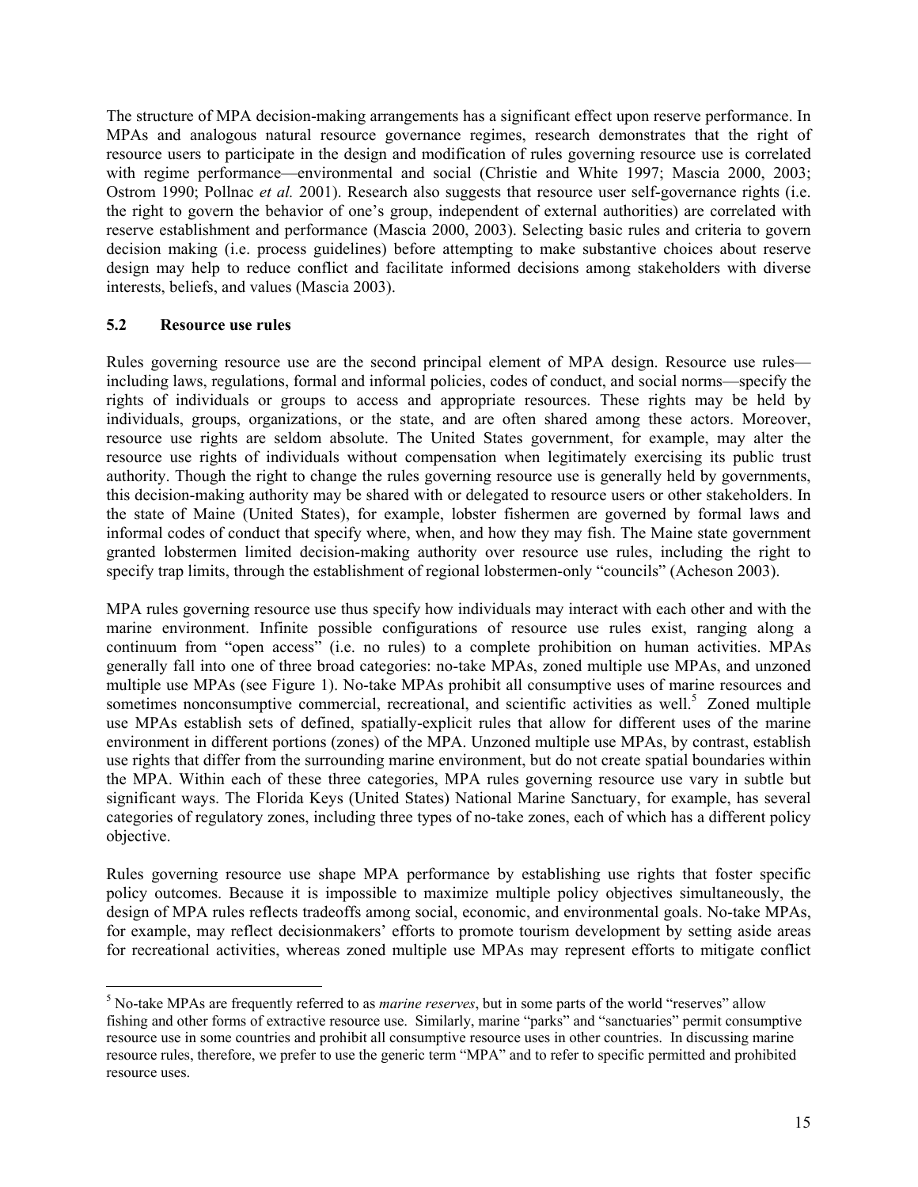The structure of MPA decision-making arrangements has a significant effect upon reserve performance. In MPAs and analogous natural resource governance regimes, research demonstrates that the right of resource users to participate in the design and modification of rules governing resource use is correlated with regime performance—environmental and social (Christie and White 1997; Mascia 2000, 2003; Ostrom 1990; Pollnac *et al.* 2001). Research also suggests that resource user self-governance rights (i.e. the right to govern the behavior of one's group, independent of external authorities) are correlated with reserve establishment and performance (Mascia 2000, 2003). Selecting basic rules and criteria to govern decision making (i.e. process guidelines) before attempting to make substantive choices about reserve design may help to reduce conflict and facilitate informed decisions among stakeholders with diverse interests, beliefs, and values (Mascia 2003).

### 5.2 Resource use rules

Rules governing resource use are the second principal element of MPA design. Resource use rules—including laws, regulations, formal and informal policies, codes of conduct, and social norms—specify the rights of individuals or groups to access and appropriate resources. These rights may be held by individuals, groups, organizations, or the state, and are often shared among these actors. Moreover, resource use rights are seldom absolute. The United States government, for example, may alter the resource use rights of individuals without compensation when legitimately exercising its public trust authority. Though the right to change the rules governing resource use is generally held by governments, this decision-making authority may be shared with or delegated to resource users or other stakeholders. In the state of Maine (United States), for example, lobster fishermen are governed by formal laws and informal codes of conduct that specify where, when, and how they may fish. The Maine state government granted lobstermen limited decision-making authority over resource use rules, including the right to specify trap limits, through the establishment of regional lobstermen-only "councils" (Acheson 2003).

MPA rules governing resource use thus specify how individuals may interact with each other and with the marine environment. Infinite possible configurations of resource use rules exist, ranging along a continuum from "open access" (i.e. no rules) to a complete prohibition on human activities. MPAs generally fall into one of three broad categories: no-take MPAs, zoned multiple use MPAs, and unzoned multiple use MPAs (see Figure 1). No-take MPAs prohibit all consumptive uses of marine resources and sometimes nonconsumptive commercial, recreational, and scientific activities as well.[5] Zoned multiple use MPAs establish sets of defined, spatially-explicit rules that allow for different uses of the marine environment in different portions (zones) of the MPA. Unzoned multiple use MPAs, by contrast, establish use rights that differ from the surrounding marine environment, but do not create spatial boundaries within the MPA. Within each of these three categories, MPA rules governing resource use vary in subtle but significant ways. The Florida Keys (United States) National Marine Sanctuary, for example, has several categories of regulatory zones, including three types of no-take zones, each of which has a different policy objective.

Rules governing resource use shape MPA performance by establishing use rights that foster specific policy outcomes. Because it is impossible to maximize multiple policy objectives simultaneously, the design of MPA rules reflects tradeoffs among social, economic, and environmental goals. No-take MPAs, for example, may reflect decisionmakers' efforts to promote tourism development by setting aside areas for recreational activities, whereas zoned multiple use MPAs may represent efforts to mitigate conflict

[5] No-take MPAs are frequently referred to as *marine reserves*, but in some parts of the world "reserves" allow fishing and other forms of extractive resource use. Similarly, marine "parks" and "sanctuaries" permit consumptive resource use in some countries and prohibit all consumptive resource uses in other countries. In discussing marine resource rules, therefore, we prefer to use the generic term "MPA" and to refer to specific permitted and prohibited resource uses.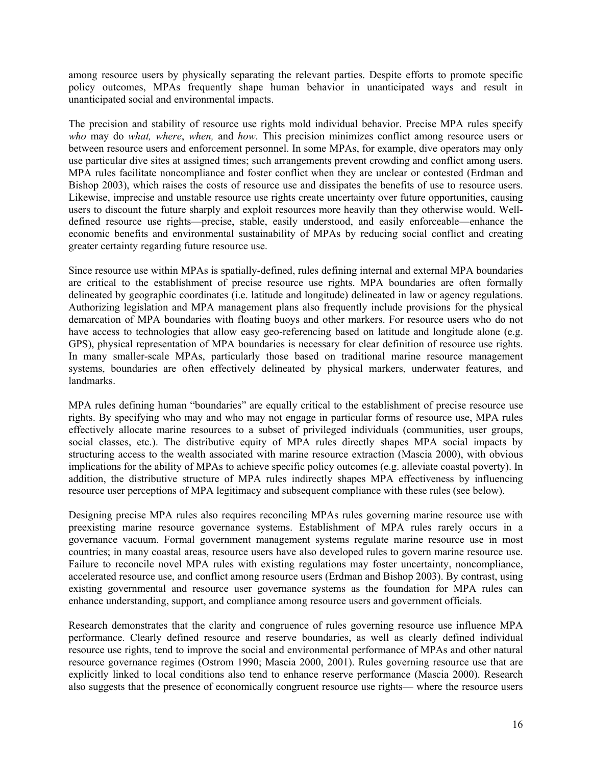among resource users by physically separating the relevant parties. Despite efforts to promote specific policy outcomes, MPAs frequently shape human behavior in unanticipated ways and result in unanticipated social and environmental impacts.

The precision and stability of resource use rights mold individual behavior. Precise MPA rules specify *who* may do *what, where*, *when,* and *how*. This precision minimizes conflict among resource users or between resource users and enforcement personnel. In some MPAs, for example, dive operators may only use particular dive sites at assigned times; such arrangements prevent crowding and conflict among users. MPA rules facilitate noncompliance and foster conflict when they are unclear or contested (Erdman and Bishop 2003), which raises the costs of resource use and dissipates the benefits of use to resource users. Likewise, imprecise and unstable resource use rights create uncertainty over future opportunities, causing users to discount the future sharply and exploit resources more heavily than they otherwise would. Well-defined resource use rights—precise, stable, easily understood, and easily enforceable—enhance the economic benefits and environmental sustainability of MPAs by reducing social conflict and creating greater certainty regarding future resource use.

Since resource use within MPAs is spatially-defined, rules defining internal and external MPA boundaries are critical to the establishment of precise resource use rights. MPA boundaries are often formally delineated by geographic coordinates (i.e. latitude and longitude) delineated in law or agency regulations. Authorizing legislation and MPA management plans also frequently include provisions for the physical demarcation of MPA boundaries with floating buoys and other markers. For resource users who do not have access to technologies that allow easy geo-referencing based on latitude and longitude alone (e.g. GPS), physical representation of MPA boundaries is necessary for clear definition of resource use rights. In many smaller-scale MPAs, particularly those based on traditional marine resource management systems, boundaries are often effectively delineated by physical markers, underwater features, and landmarks.

MPA rules defining human "boundaries" are equally critical to the establishment of precise resource use rights. By specifying who may and who may not engage in particular forms of resource use, MPA rules effectively allocate marine resources to a subset of privileged individuals (communities, user groups, social classes, etc.). The distributive equity of MPA rules directly shapes MPA social impacts by structuring access to the wealth associated with marine resource extraction (Mascia 2000), with obvious implications for the ability of MPAs to achieve specific policy outcomes (e.g. alleviate coastal poverty). In addition, the distributive structure of MPA rules indirectly shapes MPA effectiveness by influencing resource user perceptions of MPA legitimacy and subsequent compliance with these rules (see below).

Designing precise MPA rules also requires reconciling MPAs rules governing marine resource use with preexisting marine resource governance systems. Establishment of MPA rules rarely occurs in a governance vacuum. Formal government management systems regulate marine resource use in most countries; in many coastal areas, resource users have also developed rules to govern marine resource use. Failure to reconcile novel MPA rules with existing regulations may foster uncertainty, noncompliance, accelerated resource use, and conflict among resource users (Erdman and Bishop 2003). By contrast, using existing governmental and resource user governance systems as the foundation for MPA rules can enhance understanding, support, and compliance among resource users and government officials.

Research demonstrates that the clarity and congruence of rules governing resource use influence MPA performance. Clearly defined resource and reserve boundaries, as well as clearly defined individual resource use rights, tend to improve the social and environmental performance of MPAs and other natural resource governance regimes (Ostrom 1990; Mascia 2000, 2001). Rules governing resource use that are explicitly linked to local conditions also tend to enhance reserve performance (Mascia 2000). Research also suggests that the presence of economically congruent resource use rights— where the resource users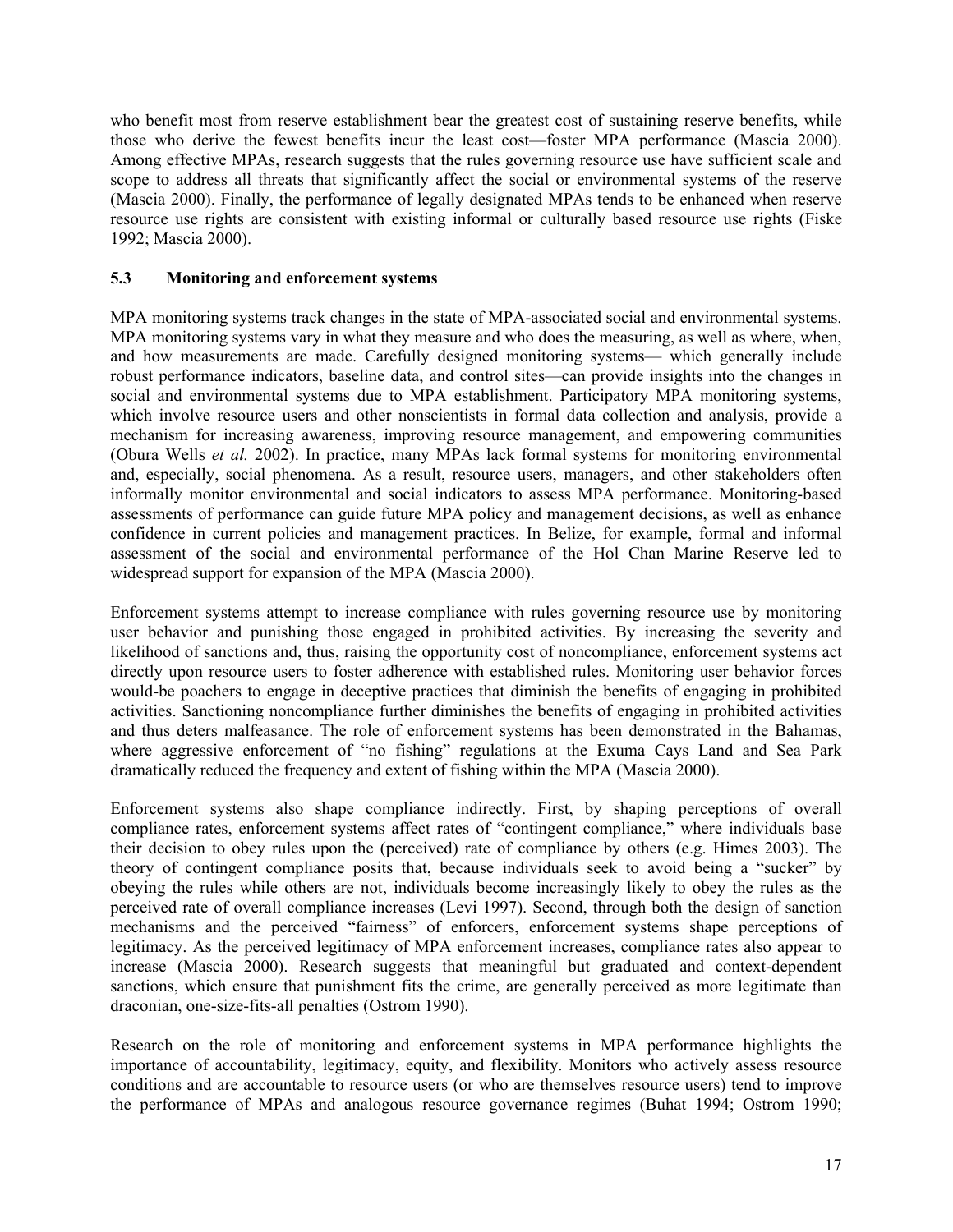who benefit most from reserve establishment bear the greatest cost of sustaining reserve benefits, while those who derive the fewest benefits incur the least cost—foster MPA performance (Mascia 2000). Among effective MPAs, research suggests that the rules governing resource use have sufficient scale and scope to address all threats that significantly affect the social or environmental systems of the reserve (Mascia 2000). Finally, the performance of legally designated MPAs tends to be enhanced when reserve resource use rights are consistent with existing informal or culturally based resource use rights (Fiske 1992; Mascia 2000).

### 5.3 Monitoring and enforcement systems

MPA monitoring systems track changes in the state of MPA-associated social and environmental systems. MPA monitoring systems vary in what they measure and who does the measuring, as well as where, when, and how measurements are made. Carefully designed monitoring systems— which generally include robust performance indicators, baseline data, and control sites—can provide insights into the changes in social and environmental systems due to MPA establishment. Participatory MPA monitoring systems, which involve resource users and other nonscientists in formal data collection and analysis, provide a mechanism for increasing awareness, improving resource management, and empowering communities (Obura Wells *et al.* 2002). In practice, many MPAs lack formal systems for monitoring environmental and, especially, social phenomena. As a result, resource users, managers, and other stakeholders often informally monitor environmental and social indicators to assess MPA performance. Monitoring-based assessments of performance can guide future MPA policy and management decisions, as well as enhance confidence in current policies and management practices. In Belize, for example, formal and informal assessment of the social and environmental performance of the Hol Chan Marine Reserve led to widespread support for expansion of the MPA (Mascia 2000).

Enforcement systems attempt to increase compliance with rules governing resource use by monitoring user behavior and punishing those engaged in prohibited activities. By increasing the severity and likelihood of sanctions and, thus, raising the opportunity cost of noncompliance, enforcement systems act directly upon resource users to foster adherence with established rules. Monitoring user behavior forces would-be poachers to engage in deceptive practices that diminish the benefits of engaging in prohibited activities. Sanctioning noncompliance further diminishes the benefits of engaging in prohibited activities and thus deters malfeasance. The role of enforcement systems has been demonstrated in the Bahamas, where aggressive enforcement of "no fishing" regulations at the Exuma Cays Land and Sea Park dramatically reduced the frequency and extent of fishing within the MPA (Mascia 2000).

Enforcement systems also shape compliance indirectly. First, by shaping perceptions of overall compliance rates, enforcement systems affect rates of "contingent compliance," where individuals base their decision to obey rules upon the (perceived) rate of compliance by others (e.g. Himes 2003). The theory of contingent compliance posits that, because individuals seek to avoid being a "sucker" by obeying the rules while others are not, individuals become increasingly likely to obey the rules as the perceived rate of overall compliance increases (Levi 1997). Second, through both the design of sanction mechanisms and the perceived "fairness" of enforcers, enforcement systems shape perceptions of legitimacy. As the perceived legitimacy of MPA enforcement increases, compliance rates also appear to increase (Mascia 2000). Research suggests that meaningful but graduated and context-dependent sanctions, which ensure that punishment fits the crime, are generally perceived as more legitimate than draconian, one-size-fits-all penalties (Ostrom 1990).

Research on the role of monitoring and enforcement systems in MPA performance highlights the importance of accountability, legitimacy, equity, and flexibility. Monitors who actively assess resource conditions and are accountable to resource users (or who are themselves resource users) tend to improve the performance of MPAs and analogous resource governance regimes (Buhat 1994; Ostrom 1990;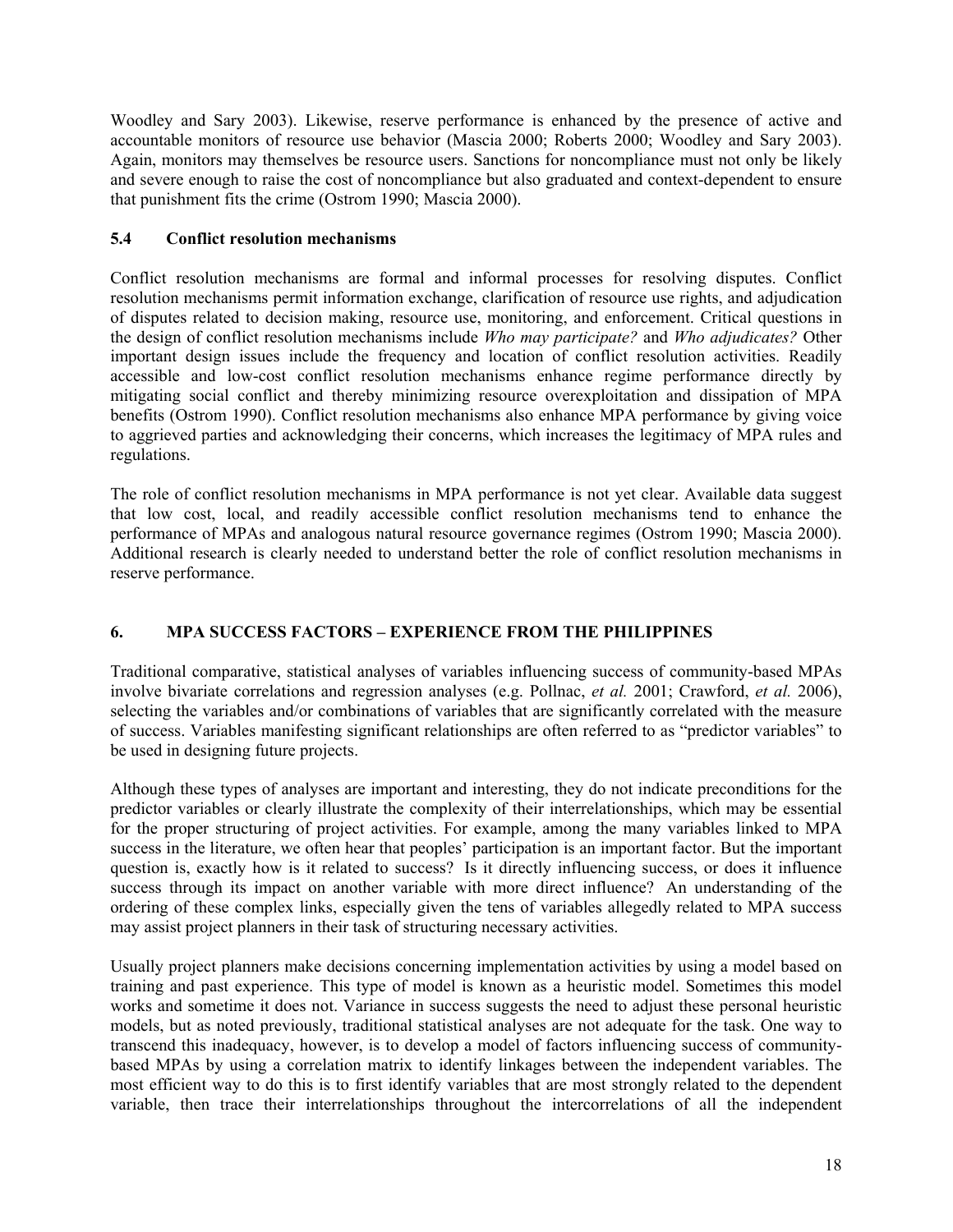Woodley and Sary 2003). Likewise, reserve performance is enhanced by the presence of active and accountable monitors of resource use behavior (Mascia 2000; Roberts 2000; Woodley and Sary 2003). Again, monitors may themselves be resource users. Sanctions for noncompliance must not only be likely and severe enough to raise the cost of noncompliance but also graduated and context-dependent to ensure that punishment fits the crime (Ostrom 1990; Mascia 2000).

### 5.4 Conflict resolution mechanisms

Conflict resolution mechanisms are formal and informal processes for resolving disputes. Conflict resolution mechanisms permit information exchange, clarification of resource use rights, and adjudication of disputes related to decision making, resource use, monitoring, and enforcement. Critical questions in the design of conflict resolution mechanisms include *Who may participate?* and *Who adjudicates?* Other important design issues include the frequency and location of conflict resolution activities. Readily accessible and low-cost conflict resolution mechanisms enhance regime performance directly by mitigating social conflict and thereby minimizing resource overexploitation and dissipation of MPA benefits (Ostrom 1990). Conflict resolution mechanisms also enhance MPA performance by giving voice to aggrieved parties and acknowledging their concerns, which increases the legitimacy of MPA rules and regulations.

The role of conflict resolution mechanisms in MPA performance is not yet clear. Available data suggest that low cost, local, and readily accessible conflict resolution mechanisms tend to enhance the performance of MPAs and analogous natural resource governance regimes (Ostrom 1990; Mascia 2000). Additional research is clearly needed to understand better the role of conflict resolution mechanisms in reserve performance.

## 6. MPA SUCCESS FACTORS – EXPERIENCE FROM THE PHILIPPINES

Traditional comparative, statistical analyses of variables influencing success of community-based MPAs involve bivariate correlations and regression analyses (e.g. Pollnac, *et al.* 2001; Crawford, *et al.* 2006), selecting the variables and/or combinations of variables that are significantly correlated with the measure of success. Variables manifesting significant relationships are often referred to as "predictor variables" to be used in designing future projects.

Although these types of analyses are important and interesting, they do not indicate preconditions for the predictor variables or clearly illustrate the complexity of their interrelationships, which may be essential for the proper structuring of project activities. For example, among the many variables linked to MPA success in the literature, we often hear that peoples' participation is an important factor. But the important question is, exactly how is it related to success? Is it directly influencing success, or does it influence success through its impact on another variable with more direct influence? An understanding of the ordering of these complex links, especially given the tens of variables allegedly related to MPA success may assist project planners in their task of structuring necessary activities.

Usually project planners make decisions concerning implementation activities by using a model based on training and past experience. This type of model is known as a heuristic model. Sometimes this model works and sometime it does not. Variance in success suggests the need to adjust these personal heuristic models, but as noted previously, traditional statistical analyses are not adequate for the task. One way to transcend this inadequacy, however, is to develop a model of factors influencing success of community-based MPAs by using a correlation matrix to identify linkages between the independent variables. The most efficient way to do this is to first identify variables that are most strongly related to the dependent variable, then trace their interrelationships throughout the intercorrelations of all the independent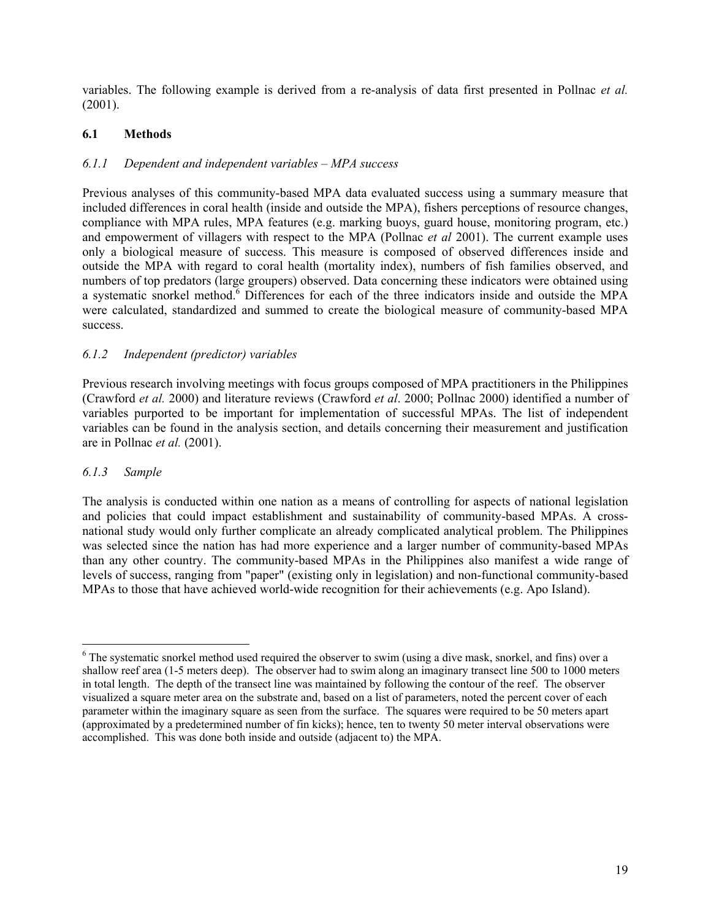variables. The following example is derived from a re-analysis of data first presented in Pollnac *et al.* (2001).

## 6.1 Methods

### *6.1.1 Dependent and independent variables – MPA success*

Previous analyses of this community-based MPA data evaluated success using a summary measure that included differences in coral health (inside and outside the MPA), fishers perceptions of resource changes, compliance with MPA rules, MPA features (e.g. marking buoys, guard house, monitoring program, etc.) and empowerment of villagers with respect to the MPA (Pollnac *et al* 2001). The current example uses only a biological measure of success. This measure is composed of observed differences inside and outside the MPA with regard to coral health (mortality index), numbers of fish families observed, and numbers of top predators (large groupers) observed. Data concerning these indicators were obtained using a systematic snorkel method.[6] Differences for each of the three indicators inside and outside the MPA were calculated, standardized and summed to create the biological measure of community-based MPA success.

### *6.1.2 Independent (predictor) variables*

Previous research involving meetings with focus groups composed of MPA practitioners in the Philippines (Crawford *et al.* 2000) and literature reviews (Crawford *et al*. 2000; Pollnac 2000) identified a number of variables purported to be important for implementation of successful MPAs. The list of independent variables can be found in the analysis section, and details concerning their measurement and justification are in Pollnac *et al.* (2001).

### *6.1.3 Sample*

The analysis is conducted within one nation as a means of controlling for aspects of national legislation and policies that could impact establishment and sustainability of community-based MPAs. A cross-national study would only further complicate an already complicated analytical problem. The Philippines was selected since the nation has had more experience and a larger number of community-based MPAs than any other country. The community-based MPAs in the Philippines also manifest a wide range of levels of success, ranging from "paper" (existing only in legislation) and non-functional community-based MPAs to those that have achieved world-wide recognition for their achievements (e.g. Apo Island).

---

[6] The systematic snorkel method used required the observer to swim (using a dive mask, snorkel, and fins) over a shallow reef area (1-5 meters deep). The observer had to swim along an imaginary transect line 500 to 1000 meters in total length. The depth of the transect line was maintained by following the contour of the reef. The observer visualized a square meter area on the substrate and, based on a list of parameters, noted the percent cover of each parameter within the imaginary square as seen from the surface. The squares were required to be 50 meters apart (approximated by a predetermined number of fin kicks); hence, ten to twenty 50 meter interval observations were accomplished. This was done both inside and outside (adjacent to) the MPA.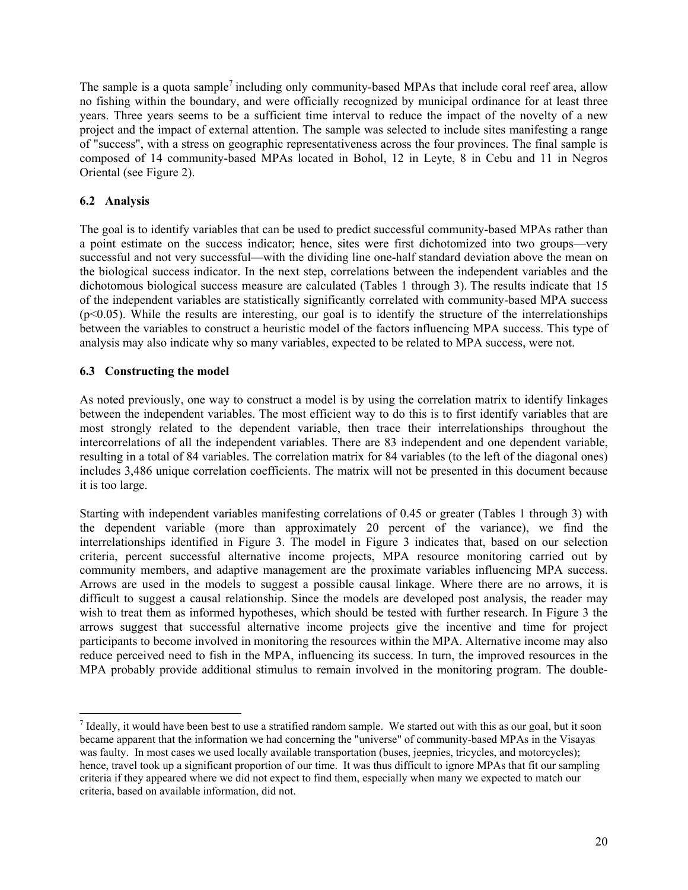The sample is a quota sample[7] including only community-based MPAs that include coral reef area, allow no fishing within the boundary, and were officially recognized by municipal ordinance for at least three years. Three years seems to be a sufficient time interval to reduce the impact of the novelty of a new project and the impact of external attention. The sample was selected to include sites manifesting a range of "success", with a stress on geographic representativeness across the four provinces. The final sample is composed of 14 community-based MPAs located in Bohol, 12 in Leyte, 8 in Cebu and 11 in Negros Oriental (see Figure 2).

### 6.2 Analysis

The goal is to identify variables that can be used to predict successful community-based MPAs rather than a point estimate on the success indicator; hence, sites were first dichotomized into two groups—very successful and not very successful—with the dividing line one-half standard deviation above the mean on the biological success indicator. In the next step, correlations between the independent variables and the dichotomous biological success measure are calculated (Tables 1 through 3). The results indicate that 15 of the independent variables are statistically significantly correlated with community-based MPA success ($p<0.05$). While the results are interesting, our goal is to identify the structure of the interrelationships between the variables to construct a heuristic model of the factors influencing MPA success. This type of analysis may also indicate why so many variables, expected to be related to MPA success, were not.

### 6.3 Constructing the model

As noted previously, one way to construct a model is by using the correlation matrix to identify linkages between the independent variables. The most efficient way to do this is to first identify variables that are most strongly related to the dependent variable, then trace their interrelationships throughout the intercorrelations of all the independent variables. There are 83 independent and one dependent variable, resulting in a total of 84 variables. The correlation matrix for 84 variables (to the left of the diagonal ones) includes 3,486 unique correlation coefficients. The matrix will not be presented in this document because it is too large.

Starting with independent variables manifesting correlations of 0.45 or greater (Tables 1 through 3) with the dependent variable (more than approximately 20 percent of the variance), we find the interrelationships identified in Figure 3. The model in Figure 3 indicates that, based on our selection criteria, percent successful alternative income projects, MPA resource monitoring carried out by community members, and adaptive management are the proximate variables influencing MPA success. Arrows are used in the models to suggest a possible causal linkage. Where there are no arrows, it is difficult to suggest a causal relationship. Since the models are developed post analysis, the reader may wish to treat them as informed hypotheses, which should be tested with further research. In Figure 3 the arrows suggest that successful alternative income projects give the incentive and time for project participants to become involved in monitoring the resources within the MPA. Alternative income may also reduce perceived need to fish in the MPA, influencing its success. In turn, the improved resources in the MPA probably provide additional stimulus to remain involved in the monitoring program. The double-

[7] Ideally, it would have been best to use a stratified random sample. We started out with this as our goal, but it soon became apparent that the information we had concerning the "universe" of community-based MPAs in the Visayas was faulty. In most cases we used locally available transportation (buses, jeepnies, tricycles, and motorcycles); hence, travel took up a significant proportion of our time. It was thus difficult to ignore MPAs that fit our sampling criteria if they appeared where we did not expect to find them, especially when many we expected to match our criteria, based on available information, did not.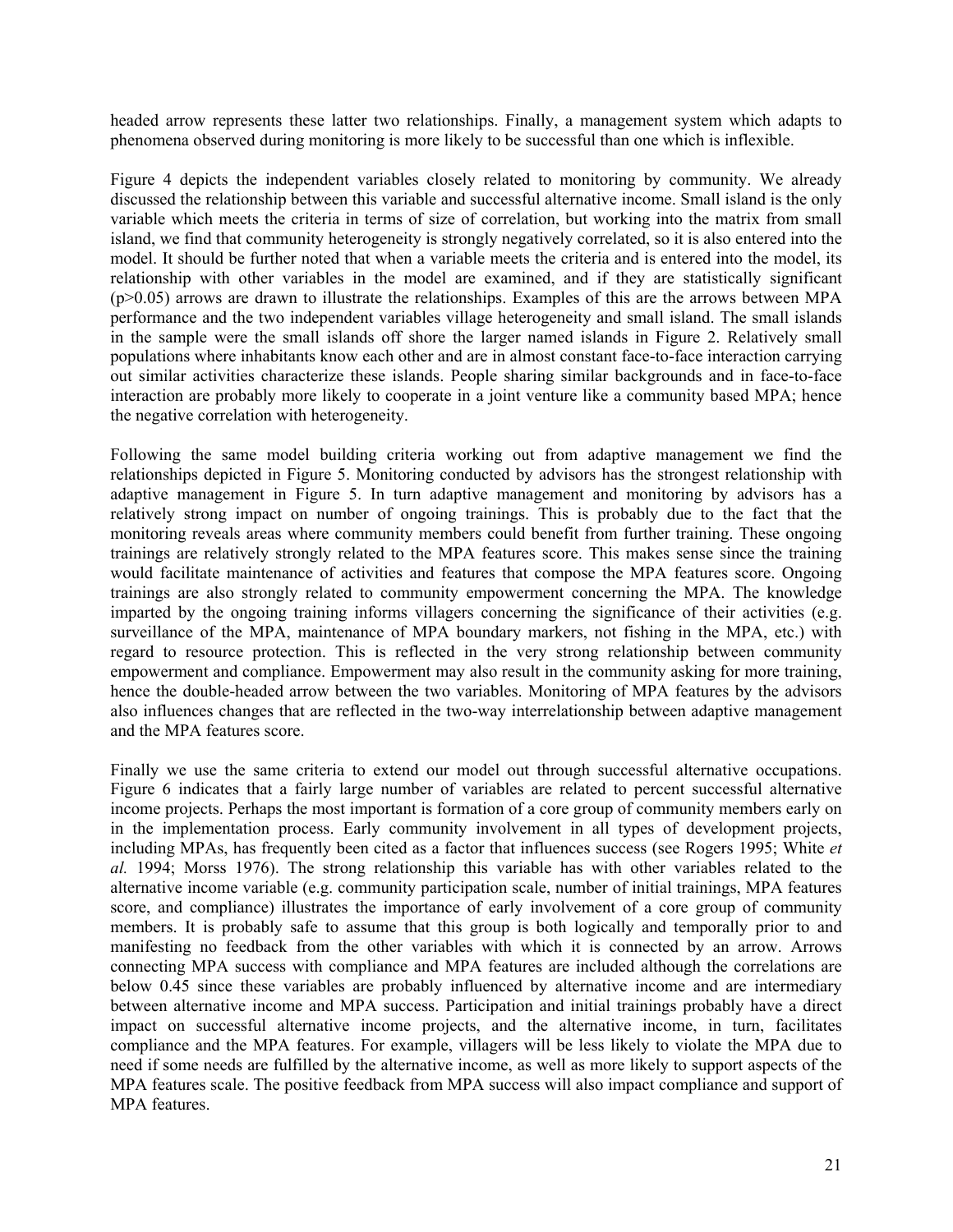headed arrow represents these latter two relationships. Finally, a management system which adapts to phenomena observed during monitoring is more likely to be successful than one which is inflexible.

Figure 4 depicts the independent variables closely related to monitoring by community. We already discussed the relationship between this variable and successful alternative income. Small island is the only variable which meets the criteria in terms of size of correlation, but working into the matrix from small island, we find that community heterogeneity is strongly negatively correlated, so it is also entered into the model. It should be further noted that when a variable meets the criteria and is entered into the model, its relationship with other variables in the model are examined, and if they are statistically significant ($p>0.05$) arrows are drawn to illustrate the relationships. Examples of this are the arrows between MPA performance and the two independent variables village heterogeneity and small island. The small islands in the sample were the small islands off shore the larger named islands in Figure 2. Relatively small populations where inhabitants know each other and are in almost constant face-to-face interaction carrying out similar activities characterize these islands. People sharing similar backgrounds and in face-to-face interaction are probably more likely to cooperate in a joint venture like a community based MPA; hence the negative correlation with heterogeneity.

Following the same model building criteria working out from adaptive management we find the relationships depicted in Figure 5. Monitoring conducted by advisors has the strongest relationship with adaptive management in Figure 5. In turn adaptive management and monitoring by advisors has a relatively strong impact on number of ongoing trainings. This is probably due to the fact that the monitoring reveals areas where community members could benefit from further training. These ongoing trainings are relatively strongly related to the MPA features score. This makes sense since the training would facilitate maintenance of activities and features that compose the MPA features score. Ongoing trainings are also strongly related to community empowerment concerning the MPA. The knowledge imparted by the ongoing training informs villagers concerning the significance of their activities (e.g. surveillance of the MPA, maintenance of MPA boundary markers, not fishing in the MPA, etc.) with regard to resource protection. This is reflected in the very strong relationship between community empowerment and compliance. Empowerment may also result in the community asking for more training, hence the double-headed arrow between the two variables. Monitoring of MPA features by the advisors also influences changes that are reflected in the two-way interrelationship between adaptive management and the MPA features score.

Finally we use the same criteria to extend our model out through successful alternative occupations. Figure 6 indicates that a fairly large number of variables are related to percent successful alternative income projects. Perhaps the most important is formation of a core group of community members early on in the implementation process. Early community involvement in all types of development projects, including MPAs, has frequently been cited as a factor that influences success (see Rogers 1995; White *et al.* 1994; Morss 1976). The strong relationship this variable has with other variables related to the alternative income variable (e.g. community participation scale, number of initial trainings, MPA features score, and compliance) illustrates the importance of early involvement of a core group of community members. It is probably safe to assume that this group is both logically and temporally prior to and manifesting no feedback from the other variables with which it is connected by an arrow. Arrows connecting MPA success with compliance and MPA features are included although the correlations are below 0.45 since these variables are probably influenced by alternative income and are intermediary between alternative income and MPA success. Participation and initial trainings probably have a direct impact on successful alternative income projects, and the alternative income, in turn, facilitates compliance and the MPA features. For example, villagers will be less likely to violate the MPA due to need if some needs are fulfilled by the alternative income, as well as more likely to support aspects of the MPA features scale. The positive feedback from MPA success will also impact compliance and support of MPA features.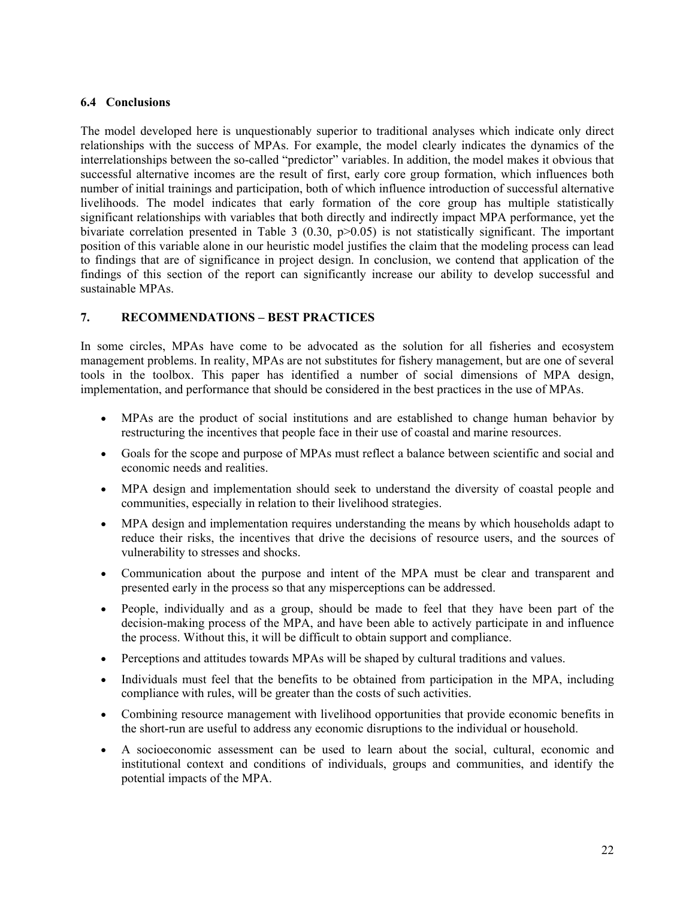### 6.4 Conclusions

The model developed here is unquestionably superior to traditional analyses which indicate only direct relationships with the success of MPAs. For example, the model clearly indicates the dynamics of the interrelationships between the so-called "predictor" variables. In addition, the model makes it obvious that successful alternative incomes are the result of first, early core group formation, which influences both number of initial trainings and participation, both of which influence introduction of successful alternative livelihoods. The model indicates that early formation of the core group has multiple statistically significant relationships with variables that both directly and indirectly impact MPA performance, yet the bivariate correlation presented in Table 3 (0.30, $p>0.05$) is not statistically significant. The important position of this variable alone in our heuristic model justifies the claim that the modeling process can lead to findings that are of significance in project design. In conclusion, we contend that application of the findings of this section of the report can significantly increase our ability to develop successful and sustainable MPAs.

## 7. RECOMMENDATIONS – BEST PRACTICES

In some circles, MPAs have come to be advocated as the solution for all fisheries and ecosystem management problems. In reality, MPAs are not substitutes for fishery management, but are one of several tools in the toolbox. This paper has identified a number of social dimensions of MPA design, implementation, and performance that should be considered in the best practices in the use of MPAs.

- MPAs are the product of social institutions and are established to change human behavior by restructuring the incentives that people face in their use of coastal and marine resources.
- Goals for the scope and purpose of MPAs must reflect a balance between scientific and social and economic needs and realities.
- MPA design and implementation should seek to understand the diversity of coastal people and communities, especially in relation to their livelihood strategies.
- MPA design and implementation requires understanding the means by which households adapt to reduce their risks, the incentives that drive the decisions of resource users, and the sources of vulnerability to stresses and shocks.
- Communication about the purpose and intent of the MPA must be clear and transparent and presented early in the process so that any misperceptions can be addressed.
- People, individually and as a group, should be made to feel that they have been part of the decision-making process of the MPA, and have been able to actively participate in and influence the process. Without this, it will be difficult to obtain support and compliance.
- Perceptions and attitudes towards MPAs will be shaped by cultural traditions and values.
- Individuals must feel that the benefits to be obtained from participation in the MPA, including compliance with rules, will be greater than the costs of such activities.
- Combining resource management with livelihood opportunities that provide economic benefits in the short-run are useful to address any economic disruptions to the individual or household.
- A socioeconomic assessment can be used to learn about the social, cultural, economic and institutional context and conditions of individuals, groups and communities, and identify the potential impacts of the MPA.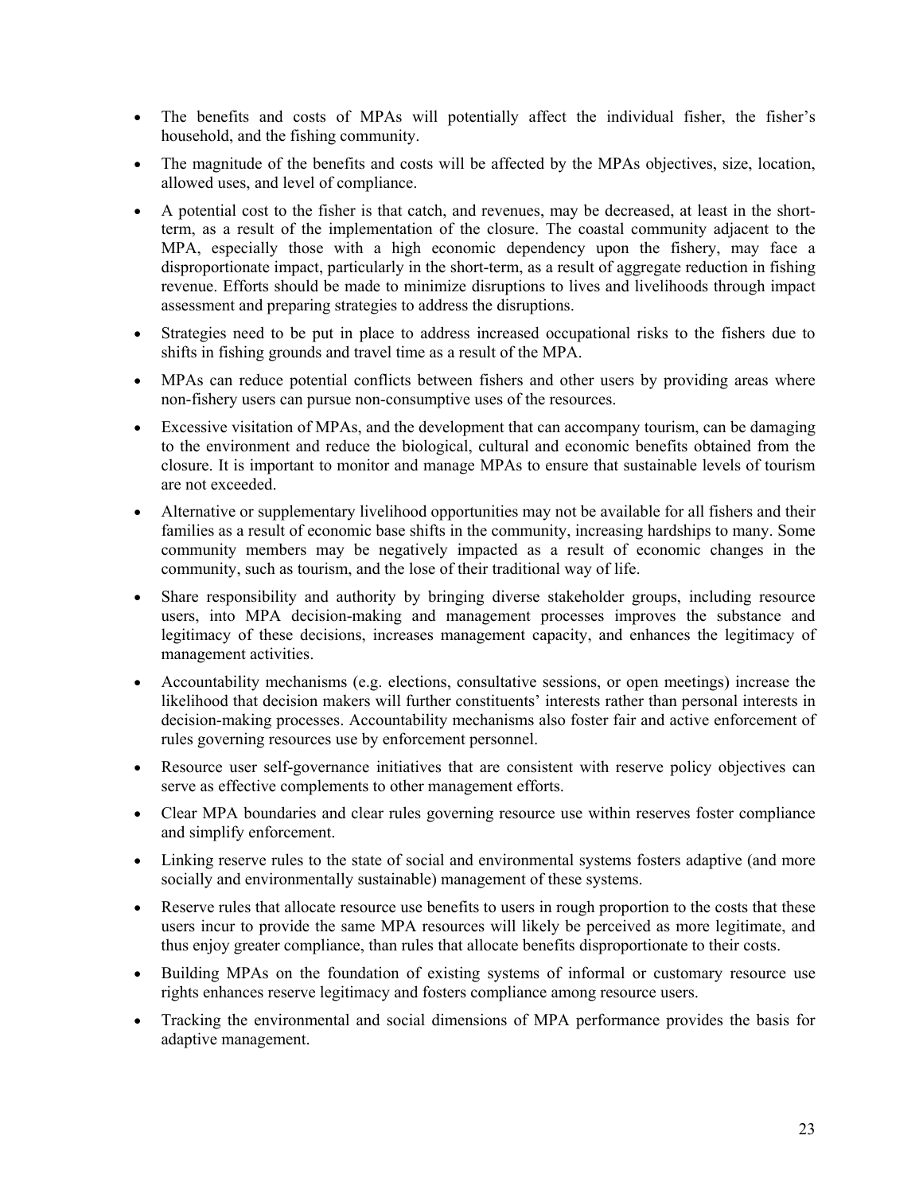- The benefits and costs of MPAs will potentially affect the individual fisher, the fisher's household, and the fishing community.
- The magnitude of the benefits and costs will be affected by the MPAs objectives, size, location, allowed uses, and level of compliance.
- A potential cost to the fisher is that catch, and revenues, may be decreased, at least in the short-term, as a result of the implementation of the closure. The coastal community adjacent to the MPA, especially those with a high economic dependency upon the fishery, may face a disproportionate impact, particularly in the short-term, as a result of aggregate reduction in fishing revenue. Efforts should be made to minimize disruptions to lives and livelihoods through impact assessment and preparing strategies to address the disruptions.
- Strategies need to be put in place to address increased occupational risks to the fishers due to shifts in fishing grounds and travel time as a result of the MPA.
- MPAs can reduce potential conflicts between fishers and other users by providing areas where non-fishery users can pursue non-consumptive uses of the resources.
- Excessive visitation of MPAs, and the development that can accompany tourism, can be damaging to the environment and reduce the biological, cultural and economic benefits obtained from the closure. It is important to monitor and manage MPAs to ensure that sustainable levels of tourism are not exceeded.
- Alternative or supplementary livelihood opportunities may not be available for all fishers and their families as a result of economic base shifts in the community, increasing hardships to many. Some community members may be negatively impacted as a result of economic changes in the community, such as tourism, and the lose of their traditional way of life.
- Share responsibility and authority by bringing diverse stakeholder groups, including resource users, into MPA decision-making and management processes improves the substance and legitimacy of these decisions, increases management capacity, and enhances the legitimacy of management activities.
- Accountability mechanisms (e.g. elections, consultative sessions, or open meetings) increase the likelihood that decision makers will further constituents' interests rather than personal interests in decision-making processes. Accountability mechanisms also foster fair and active enforcement of rules governing resources use by enforcement personnel.
- Resource user self-governance initiatives that are consistent with reserve policy objectives can serve as effective complements to other management efforts.
- Clear MPA boundaries and clear rules governing resource use within reserves foster compliance and simplify enforcement.
- Linking reserve rules to the state of social and environmental systems fosters adaptive (and more socially and environmentally sustainable) management of these systems.
- Reserve rules that allocate resource use benefits to users in rough proportion to the costs that these users incur to provide the same MPA resources will likely be perceived as more legitimate, and thus enjoy greater compliance, than rules that allocate benefits disproportionate to their costs.
- Building MPAs on the foundation of existing systems of informal or customary resource use rights enhances reserve legitimacy and fosters compliance among resource users.
- Tracking the environmental and social dimensions of MPA performance provides the basis for adaptive management.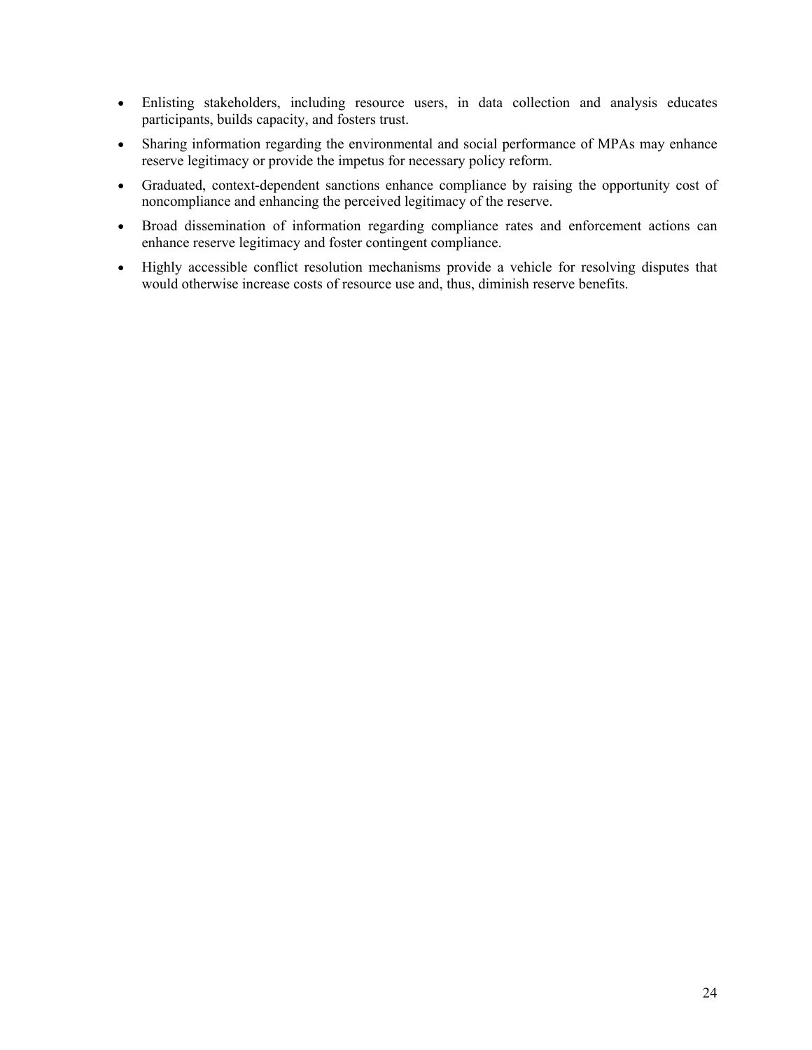- Enlisting stakeholders, including resource users, in data collection and analysis educates participants, builds capacity, and fosters trust.
- Sharing information regarding the environmental and social performance of MPAs may enhance reserve legitimacy or provide the impetus for necessary policy reform.
- Graduated, context-dependent sanctions enhance compliance by raising the opportunity cost of noncompliance and enhancing the perceived legitimacy of the reserve.
- Broad dissemination of information regarding compliance rates and enforcement actions can enhance reserve legitimacy and foster contingent compliance.
- Highly accessible conflict resolution mechanisms provide a vehicle for resolving disputes that would otherwise increase costs of resource use and, thus, diminish reserve benefits.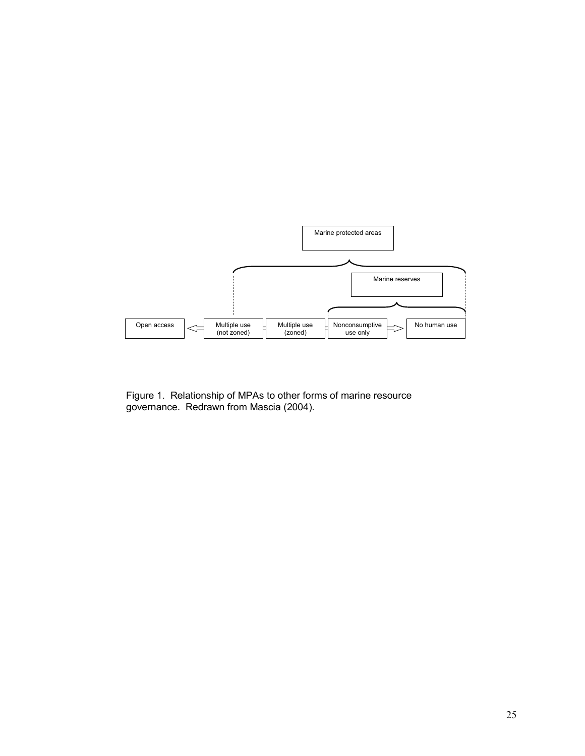Marine protected areas

Marine reserves

Open access

Multiple use (not zoned)

Multiple use (zoned)

Nonconsumptive use only

No human use

Figure 1. Relationship of MPAs to other forms of marine resource governance. Redrawn from Mascia (2004).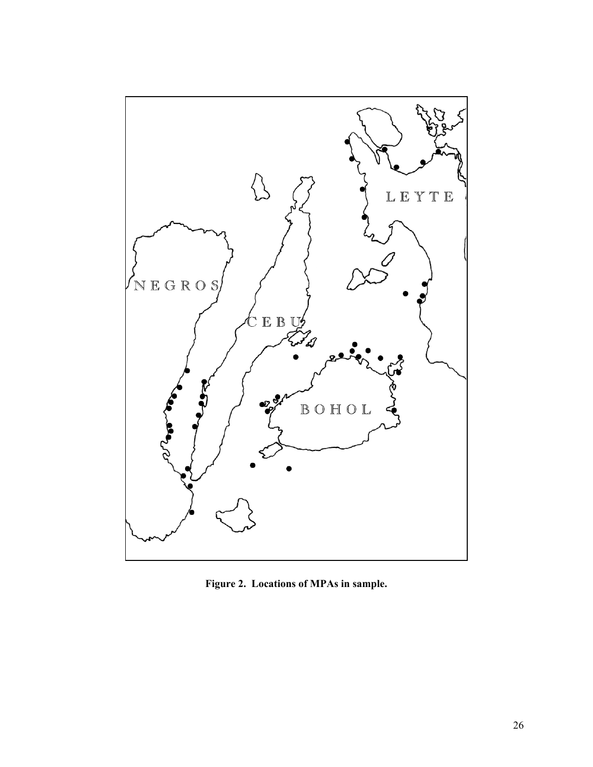LEYTE

NEGROS

CEBU

BOHOL

**Figure 2. Locations of MPAs in sample.**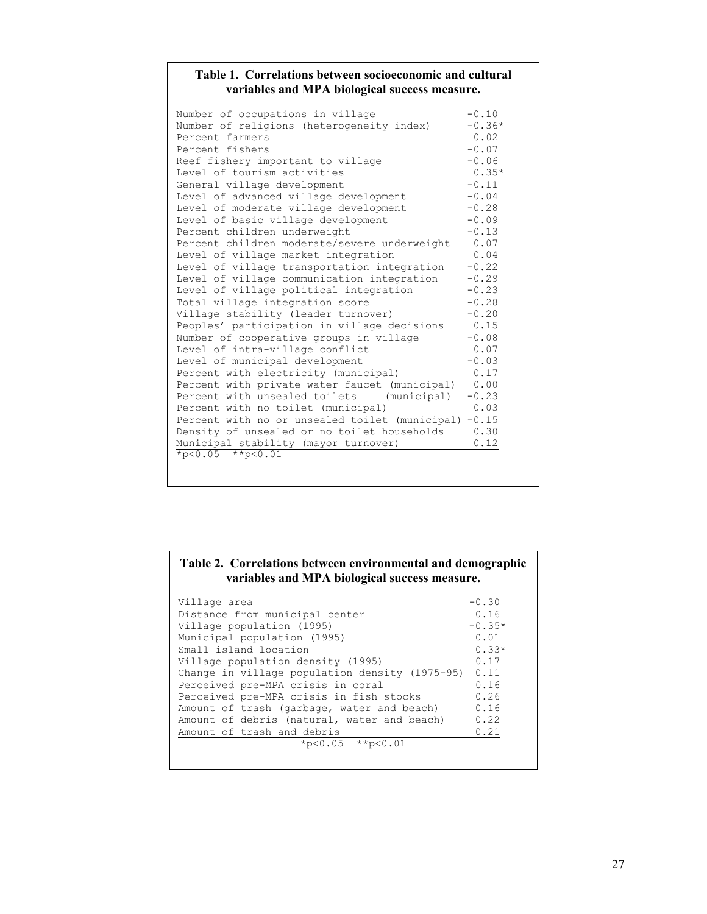**Table 1. Correlations between socioeconomic and cultural variables and MPA biological success measure.**

| | |
|---|---|
| Number of occupations in village | -0.10 |
| Number of religions (heterogeneity index) | -0.36* |
| Percent farmers | 0.02 |
| Percent fishers | -0.07 |
| Reef fishery important to village | -0.06 |
| Level of tourism activities | 0.35* |
| General village development | -0.11 |
| Level of advanced village development | -0.04 |
| Level of moderate village development | -0.28 |
| Level of basic village development | -0.09 |
| Percent children underweight | -0.13 |
| Percent children moderate/severe underweight | 0.07 |
| Level of village market integration | 0.04 |
| Level of village transportation integration | -0.22 |
| Level of village communication integration | -0.29 |
| Level of village political integration | -0.23 |
| Total village integration score | -0.28 |
| Village stability (leader turnover) | -0.20 |
| Peoples' participation in village decisions | 0.15 |
| Number of cooperative groups in village | -0.08 |
| Level of intra-village conflict | 0.07 |
| Level of municipal development | -0.03 |
| Percent with electricity (municipal) | 0.17 |
| Percent with private water faucet (municipal) | 0.00 |
| Percent with unsealed toilets (municipal) | -0.23 |
| Percent with no toilet (municipal) | 0.03 |
| Percent with no or unsealed toilet (municipal) | -0.15 |
| Density of unsealed or no toilet households | 0.30 |
| Municipal stability (mayor turnover) | 0.12 |

*p<0.05 **p<0.01

**Table 2. Correlations between environmental and demographic variables and MPA biological success measure.**

| | |
|---|---|
| Village area | -0.30 |
| Distance from municipal center | 0.16 |
| Village population (1995) | -0.35* |
| Municipal population (1995) | 0.01 |
| Small island location | 0.33* |
| Village population density (1995) | 0.17 |
| Change in village population density (1975-95) | 0.11 |
| Perceived pre-MPA crisis in coral | 0.16 |
| Perceived pre-MPA crisis in fish stocks | 0.26 |
| Amount of trash (garbage, water and beach) | 0.16 |
| Amount of debris (natural, water and beach) | 0.22 |
| Amount of trash and debris | 0.21 |

*p<0.05 **p<0.01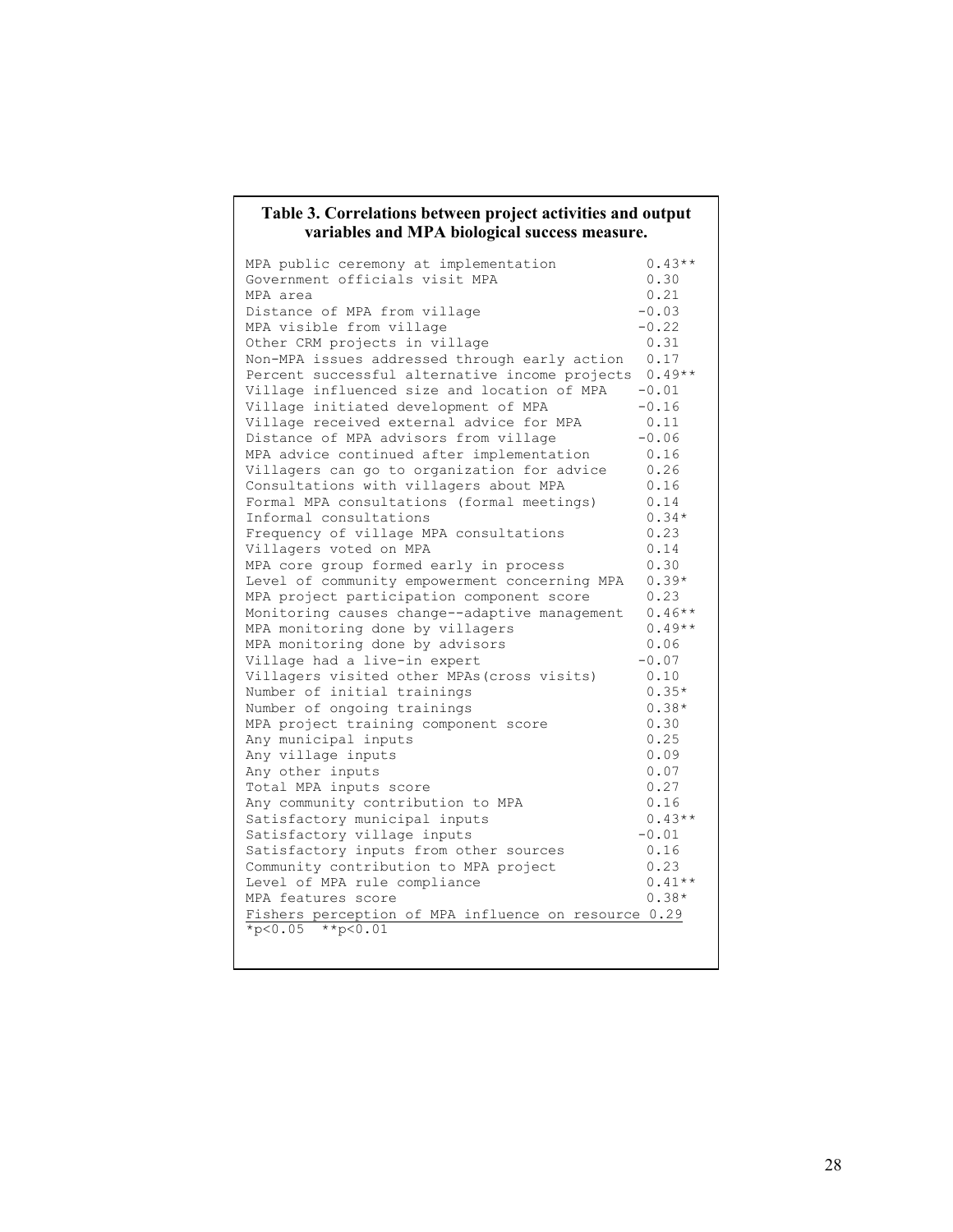**Table 3. Correlations between project activities and output variables and MPA biological success measure.**

| | |
|---|---|
| MPA public ceremony at implementation | 0.43** |
| Government officials visit MPA | 0.30 |
| MPA area | 0.21 |
| Distance of MPA from village | -0.03 |
| MPA visible from village | -0.22 |
| Other CRM projects in village | 0.31 |
| Non-MPA issues addressed through early action | 0.17 |
| Percent successful alternative income projects | 0.49** |
| Village influenced size and location of MPA | -0.01 |
| Village initiated development of MPA | -0.16 |
| Village received external advice for MPA | 0.11 |
| Distance of MPA advisors from village | -0.06 |
| MPA advice continued after implementation | 0.16 |
| Villagers can go to organization for advice | 0.26 |
| Consultations with villagers about MPA | 0.16 |
| Formal MPA consultations (formal meetings) | 0.14 |
| Informal consultations | 0.34* |
| Frequency of village MPA consultations | 0.23 |
| Villagers voted on MPA | 0.14 |
| MPA core group formed early in process | 0.30 |
| Level of community empowerment concerning MPA | 0.39* |
| MPA project participation component score | 0.23 |
| Monitoring causes change--adaptive management | 0.46** |
| MPA monitoring done by villagers | 0.49** |
| MPA monitoring done by advisors | 0.06 |
| Village had a live-in expert | -0.07 |
| Villagers visited other MPAs(cross visits) | 0.10 |
| Number of initial trainings | 0.35* |
| Number of ongoing trainings | 0.38* |
| MPA project training component score | 0.30 |
| Any municipal inputs | 0.25 |
| Any village inputs | 0.09 |
| Any other inputs | 0.07 |
| Total MPA inputs score | 0.27 |
| Any community contribution to MPA | 0.16 |
| Satisfactory municipal inputs | 0.43** |
| Satisfactory village inputs | -0.01 |
| Satisfactory inputs from other sources | 0.16 |
| Community contribution to MPA project | 0.23 |
| Level of MPA rule compliance | 0.41** |
| MPA features score | 0.38* |
| Fishers perception of MPA influence on resource | 0.29 |

*p<0.05 **p<0.01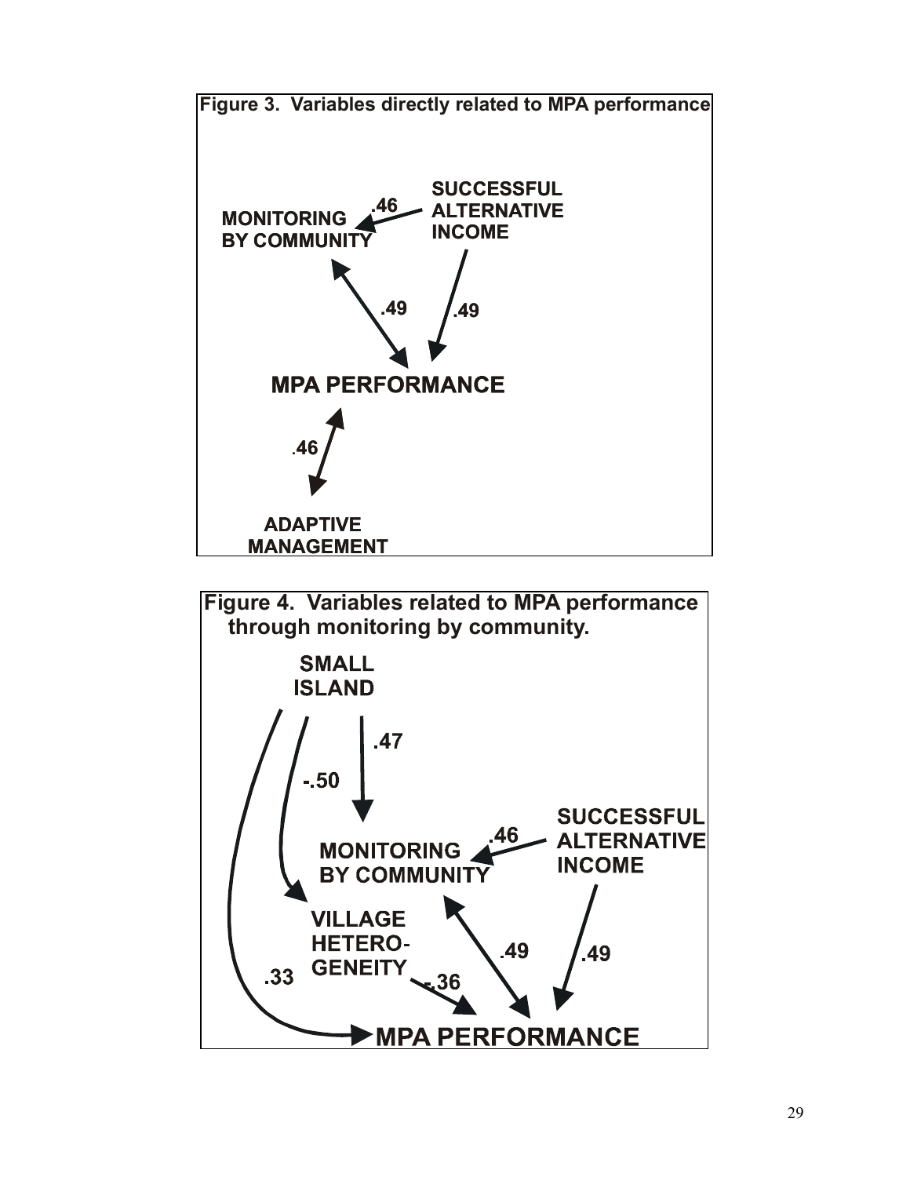Figure 3. Variables directly related to MPA performance

SUCCESSFUL ALTERNATIVE INCOME

MONITORING BY COMMUNITY

.46

.49

.49

MPA PERFORMANCE

.46

ADAPTIVE MANAGEMENT

Figure 4. Variables related to MPA performance through monitoring by community.

SMALL ISLAND

.47

-.50

SUCCESSFUL ALTERNATIVE INCOME

.46

MONITORING BY COMMUNITY

VILLAGE HETERO-GENEITY

.49

.49

.33

-.36

MPA PERFORMANCE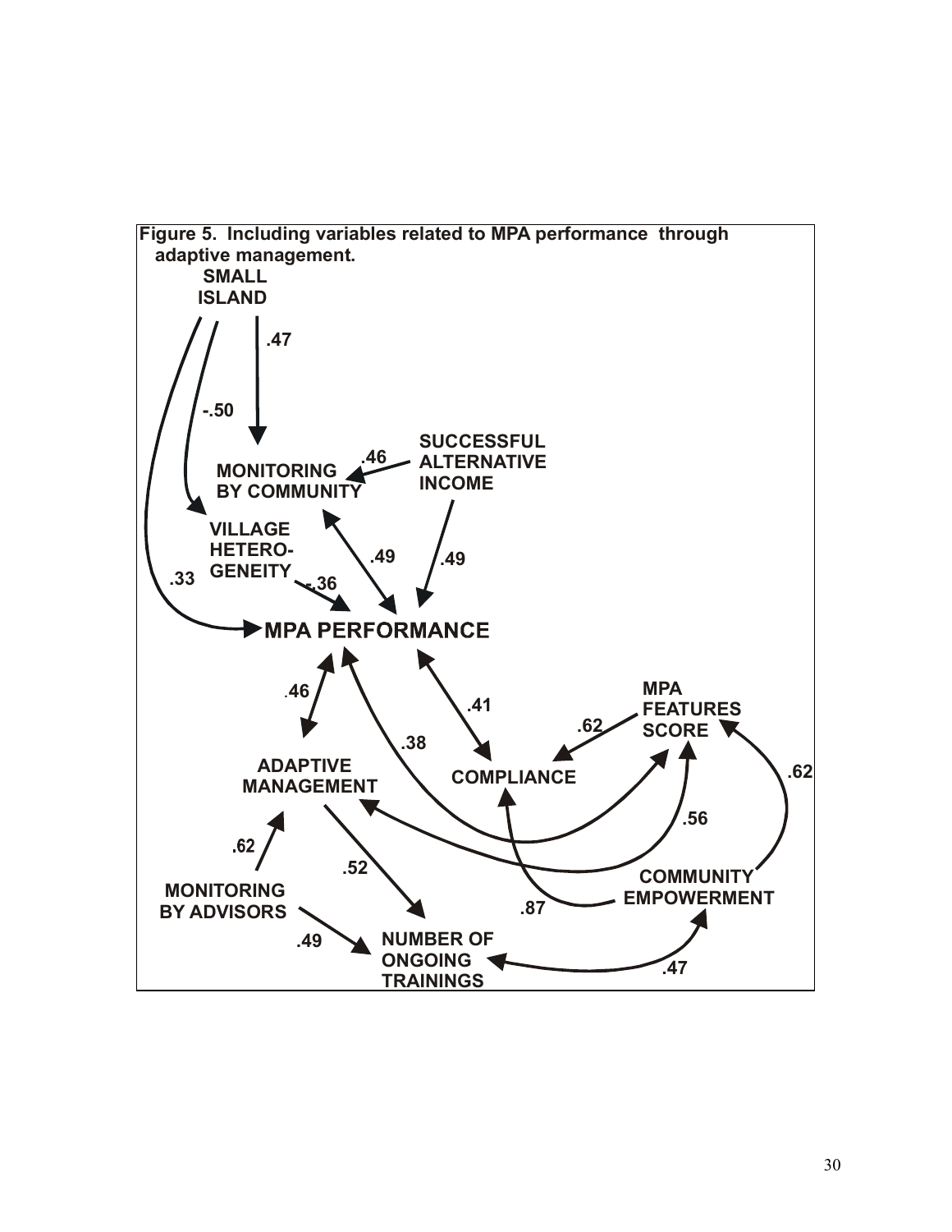**Figure 5. Including variables related to MPA performance through adaptive management.**

SMALL ISLAND

.47

-.50

MONITORING BY COMMUNITY

.46

SUCCESSFUL ALTERNATIVE INCOME

VILLAGE HETERO-GENEITY

.49

.49

.33

-.36

MPA PERFORMANCE

.46

.41

MPA FEATURES SCORE

.62

.38

ADAPTIVE MANAGEMENT

COMPLIANCE

.62

.56

.62

.52

COMMUNITY EMPOWERMENT

MONITORING BY ADVISORS

.87

.49

NUMBER OF ONGOING TRAININGS

.47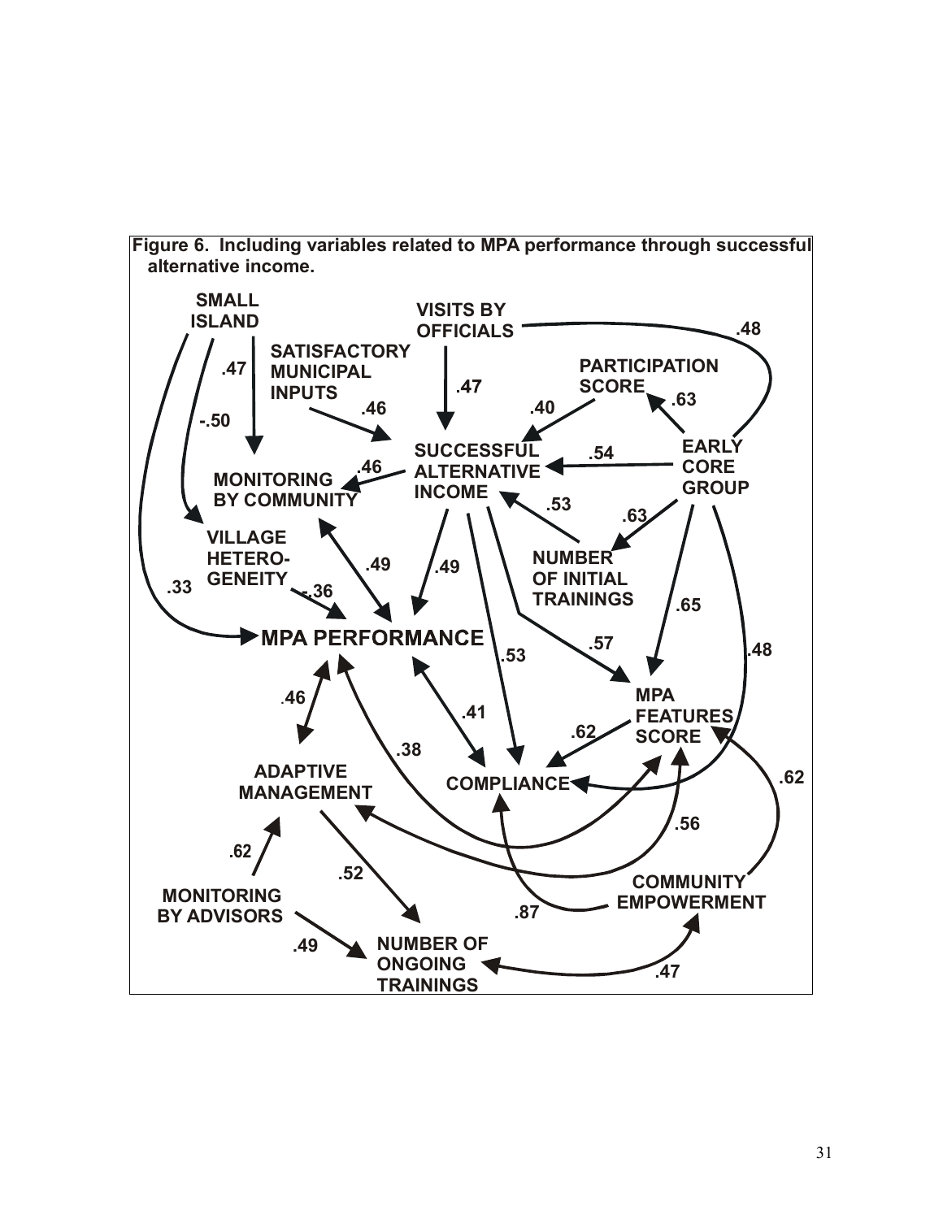**Figure 6. Including variables related to MPA performance through successful alternative income.**

SMALL ISLAND

VISITS BY OFFICIALS

.48

SATISFACTORY MUNICIPAL INPUTS

PARTICIPATION SCORE

.47

.47

.63

.40

.46

-.50

SUCCESSFUL ALTERNATIVE INCOME

.54

EARLY CORE GROUP

.46

MONITORING BY COMMUNITY

.53

.63

VILLAGE HETERO-GENEITY

.49

.49

NUMBER OF INITIAL TRAININGS

.33

-.36

.65

MPA PERFORMANCE

.57

.53

.48

.46

MPA FEATURES SCORE

.41

.62

.38

ADAPTIVE MANAGEMENT

COMPLIANCE

.62

.56

.62

.52

COMMUNITY EMPOWERMENT

MONITORING BY ADVISORS

.87

.49

NUMBER OF ONGOING TRAININGS

.47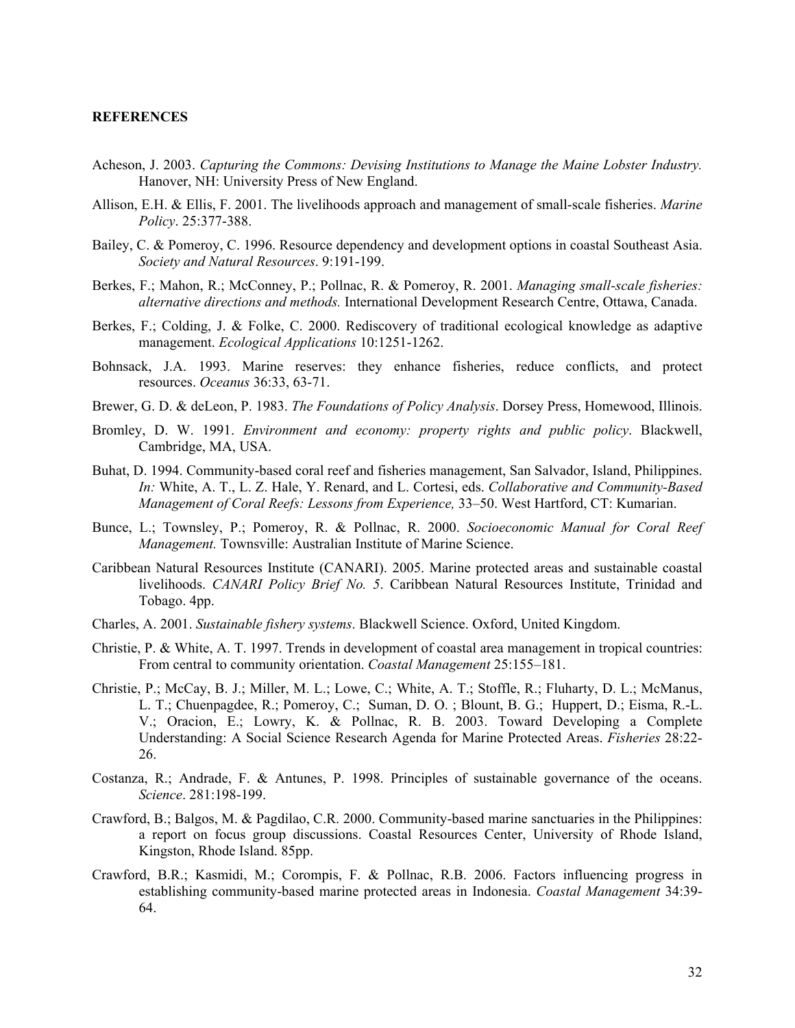**REFERENCES**

Acheson, J. 2003. *Capturing the Commons: Devising Institutions to Manage the Maine Lobster Industry.* Hanover, NH: University Press of New England.

Allison, E.H. & Ellis, F. 2001. The livelihoods approach and management of small-scale fisheries. *Marine Policy*. 25:377-388.

Bailey, C. & Pomeroy, C. 1996. Resource dependency and development options in coastal Southeast Asia. *Society and Natural Resources*. 9:191-199.

Berkes, F.; Mahon, R.; McConney, P.; Pollnac, R. & Pomeroy, R. 2001. *Managing small-scale fisheries: alternative directions and methods.* International Development Research Centre, Ottawa, Canada.

Berkes, F.; Colding, J. & Folke, C. 2000. Rediscovery of traditional ecological knowledge as adaptive management. *Ecological Applications* 10:1251-1262.

Bohnsack, J.A. 1993. Marine reserves: they enhance fisheries, reduce conflicts, and protect resources. *Oceanus* 36:33, 63-71.

Brewer, G. D. & deLeon, P. 1983. *The Foundations of Policy Analysis*. Dorsey Press, Homewood, Illinois.

Bromley, D. W. 1991. *Environment and economy: property rights and public policy*. Blackwell, Cambridge, MA, USA.

Buhat, D. 1994. Community-based coral reef and fisheries management, San Salvador, Island, Philippines. *In:* White, A. T., L. Z. Hale, Y. Renard, and L. Cortesi, eds. *Collaborative and Community-Based Management of Coral Reefs: Lessons from Experience,* 33–50. West Hartford, CT: Kumarian.

Bunce, L.; Townsley, P.; Pomeroy, R. & Pollnac, R. 2000. *Socioeconomic Manual for Coral Reef Management.* Townsville: Australian Institute of Marine Science.

Caribbean Natural Resources Institute (CANARI). 2005. Marine protected areas and sustainable coastal livelihoods. *CANARI Policy Brief No. 5*. Caribbean Natural Resources Institute, Trinidad and Tobago. 4pp.

Charles, A. 2001. *Sustainable fishery systems*. Blackwell Science. Oxford, United Kingdom.

Christie, P. & White, A. T. 1997. Trends in development of coastal area management in tropical countries: From central to community orientation. *Coastal Management* 25:155–181.

Christie, P.; McCay, B. J.; Miller, M. L.; Lowe, C.; White, A. T.; Stoffle, R.; Fluharty, D. L.; McManus, L. T.; Chuenpagdee, R.; Pomeroy, C.; Suman, D. O. ; Blount, B. G.; Huppert, D.; Eisma, R.-L. V.; Oracion, E.; Lowry, K. & Pollnac, R. B. 2003. Toward Developing a Complete Understanding: A Social Science Research Agenda for Marine Protected Areas. *Fisheries* 28:22-26.

Costanza, R.; Andrade, F. & Antunes, P. 1998. Principles of sustainable governance of the oceans. *Science*. 281:198-199.

Crawford, B.; Balgos, M. & Pagdilao, C.R. 2000. Community-based marine sanctuaries in the Philippines: a report on focus group discussions. Coastal Resources Center, University of Rhode Island, Kingston, Rhode Island. 85pp.

Crawford, B.R.; Kasmidi, M.; Corompis, F. & Pollnac, R.B. 2006. Factors influencing progress in establishing community-based marine protected areas in Indonesia. *Coastal Management* 34:39-64.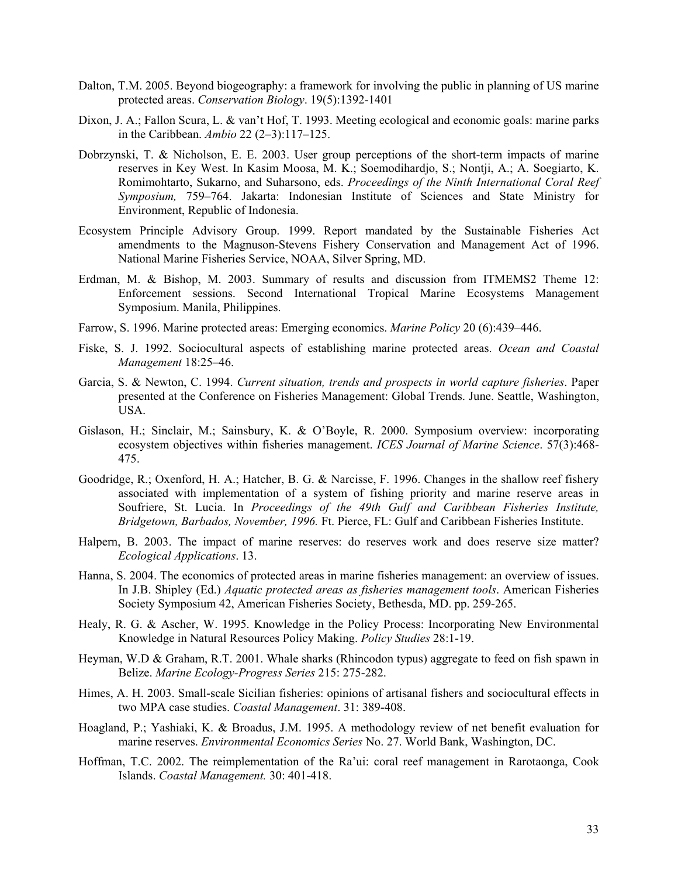Dalton, T.M. 2005. Beyond biogeography: a framework for involving the public in planning of US marine protected areas. *Conservation Biology*. 19(5):1392-1401

Dixon, J. A.; Fallon Scura, L. & van't Hof, T. 1993. Meeting ecological and economic goals: marine parks in the Caribbean. *Ambio* 22 (2–3):117–125.

Dobrzynski, T. & Nicholson, E. E. 2003. User group perceptions of the short-term impacts of marine reserves in Key West. In Kasim Moosa, M. K.; Soemodihardjo, S.; Nontji, A.; A. Soegiarto, K. Romimohtarto, Sukarno, and Suharsono, eds. *Proceedings of the Ninth International Coral Reef Symposium,* 759–764. Jakarta: Indonesian Institute of Sciences and State Ministry for Environment, Republic of Indonesia.

Ecosystem Principle Advisory Group. 1999. Report mandated by the Sustainable Fisheries Act amendments to the Magnuson-Stevens Fishery Conservation and Management Act of 1996. National Marine Fisheries Service, NOAA, Silver Spring, MD.

Erdman, M. & Bishop, M. 2003. Summary of results and discussion from ITMEMS2 Theme 12: Enforcement sessions. Second International Tropical Marine Ecosystems Management Symposium. Manila, Philippines.

Farrow, S. 1996. Marine protected areas: Emerging economics. *Marine Policy* 20 (6):439–446.

Fiske, S. J. 1992. Sociocultural aspects of establishing marine protected areas. *Ocean and Coastal Management* 18:25–46.

Garcia, S. & Newton, C. 1994. *Current situation, trends and prospects in world capture fisheries*. Paper presented at the Conference on Fisheries Management: Global Trends. June. Seattle, Washington, USA.

Gislason, H.; Sinclair, M.; Sainsbury, K. & O'Boyle, R. 2000. Symposium overview: incorporating ecosystem objectives within fisheries management. *ICES Journal of Marine Science*. 57(3):468-475.

Goodridge, R.; Oxenford, H. A.; Hatcher, B. G. & Narcisse, F. 1996. Changes in the shallow reef fishery associated with implementation of a system of fishing priority and marine reserve areas in Soufriere, St. Lucia. In *Proceedings of the 49th Gulf and Caribbean Fisheries Institute, Bridgetown, Barbados, November, 1996.* Ft. Pierce, FL: Gulf and Caribbean Fisheries Institute.

Halpern, B. 2003. The impact of marine reserves: do reserves work and does reserve size matter? *Ecological Applications*. 13.

Hanna, S. 2004. The economics of protected areas in marine fisheries management: an overview of issues. In J.B. Shipley (Ed.) *Aquatic protected areas as fisheries management tools*. American Fisheries Society Symposium 42, American Fisheries Society, Bethesda, MD. pp. 259-265.

Healy, R. G. & Ascher, W. 1995. Knowledge in the Policy Process: Incorporating New Environmental Knowledge in Natural Resources Policy Making. *Policy Studies* 28:1-19.

Heyman, W.D & Graham, R.T. 2001. Whale sharks (Rhincodon typus) aggregate to feed on fish spawn in Belize. *Marine Ecology-Progress Series* 215: 275-282.

Himes, A. H. 2003. Small-scale Sicilian fisheries: opinions of artisanal fishers and sociocultural effects in two MPA case studies. *Coastal Management*. 31: 389-408.

Hoagland, P.; Yashiaki, K. & Broadus, J.M. 1995. A methodology review of net benefit evaluation for marine reserves. *Environmental Economics Series* No. 27. World Bank, Washington, DC.

Hoffman, T.C. 2002. The reimplementation of the Ra'ui: coral reef management in Rarotaonga, Cook Islands. *Coastal Management.* 30: 401-418.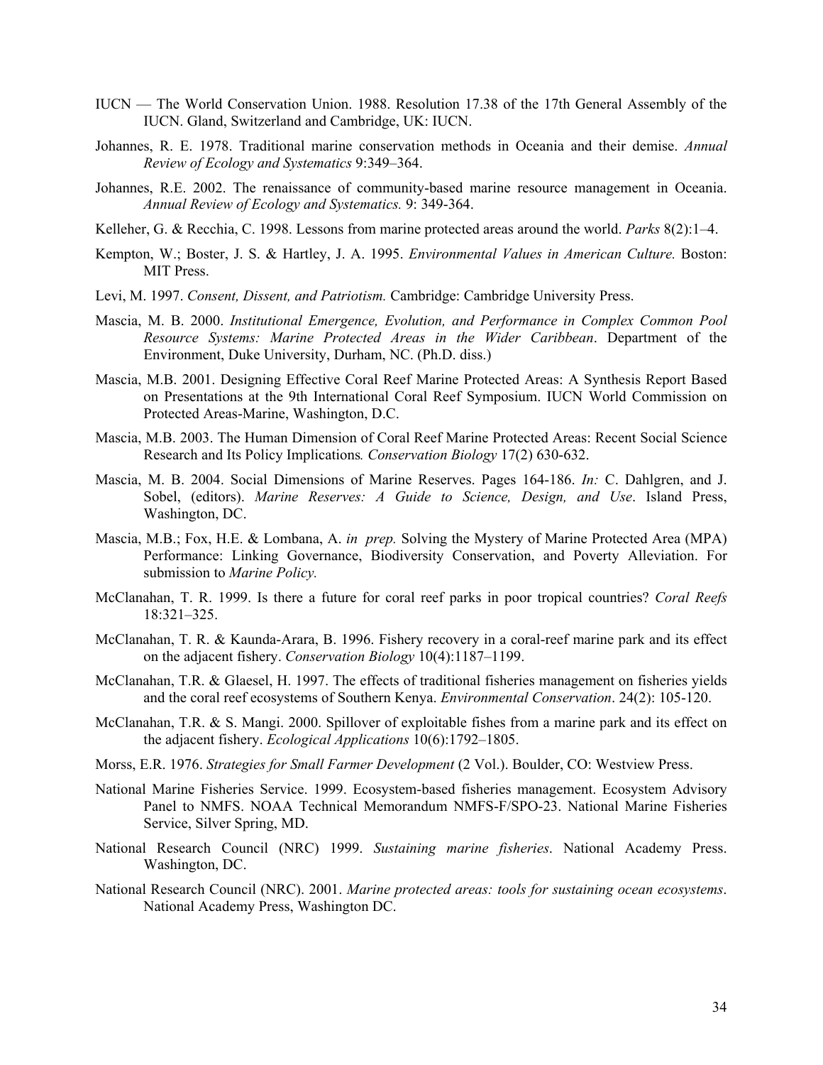IUCN — The World Conservation Union. 1988. Resolution 17.38 of the 17th General Assembly of the IUCN. Gland, Switzerland and Cambridge, UK: IUCN.

Johannes, R. E. 1978. Traditional marine conservation methods in Oceania and their demise. *Annual Review of Ecology and Systematics* 9:349–364.

Johannes, R.E. 2002. The renaissance of community-based marine resource management in Oceania. *Annual Review of Ecology and Systematics.* 9: 349-364.

Kelleher, G. & Recchia, C. 1998. Lessons from marine protected areas around the world. *Parks* 8(2):1–4.

Kempton, W.; Boster, J. S. & Hartley, J. A. 1995. *Environmental Values in American Culture.* Boston: MIT Press.

Levi, M. 1997. *Consent, Dissent, and Patriotism.* Cambridge: Cambridge University Press.

Mascia, M. B. 2000. *Institutional Emergence, Evolution, and Performance in Complex Common Pool Resource Systems: Marine Protected Areas in the Wider Caribbean*. Department of the Environment, Duke University, Durham, NC. (Ph.D. diss.)

Mascia, M.B. 2001. Designing Effective Coral Reef Marine Protected Areas: A Synthesis Report Based on Presentations at the 9th International Coral Reef Symposium. IUCN World Commission on Protected Areas-Marine, Washington, D.C.

Mascia, M.B. 2003. The Human Dimension of Coral Reef Marine Protected Areas: Recent Social Science Research and Its Policy Implications*.* *Conservation Biology* 17(2) 630-632.

Mascia, M. B. 2004. Social Dimensions of Marine Reserves. Pages 164-186. *In:* C. Dahlgren, and J. Sobel, (editors). *Marine Reserves: A Guide to Science, Design, and Use*. Island Press, Washington, DC.

Mascia, M.B.; Fox, H.E. & Lombana, A. *in prep.* Solving the Mystery of Marine Protected Area (MPA) Performance: Linking Governance, Biodiversity Conservation, and Poverty Alleviation. For submission to *Marine Policy.*

McClanahan, T. R. 1999. Is there a future for coral reef parks in poor tropical countries? *Coral Reefs* 18:321–325.

McClanahan, T. R. & Kaunda-Arara, B. 1996. Fishery recovery in a coral-reef marine park and its effect on the adjacent fishery. *Conservation Biology* 10(4):1187–1199.

McClanahan, T.R. & Glaesel, H. 1997. The effects of traditional fisheries management on fisheries yields and the coral reef ecosystems of Southern Kenya. *Environmental Conservation*. 24(2): 105-120.

McClanahan, T.R. & S. Mangi. 2000. Spillover of exploitable fishes from a marine park and its effect on the adjacent fishery. *Ecological Applications* 10(6):1792–1805.

Morss, E.R. 1976. *Strategies for Small Farmer Development* (2 Vol.). Boulder, CO: Westview Press.

National Marine Fisheries Service. 1999. Ecosystem-based fisheries management. Ecosystem Advisory Panel to NMFS. NOAA Technical Memorandum NMFS-F/SPO-23. National Marine Fisheries Service, Silver Spring, MD.

National Research Council (NRC) 1999. *Sustaining marine fisheries*. National Academy Press. Washington, DC.

National Research Council (NRC). 2001. *Marine protected areas: tools for sustaining ocean ecosystems*. National Academy Press, Washington DC.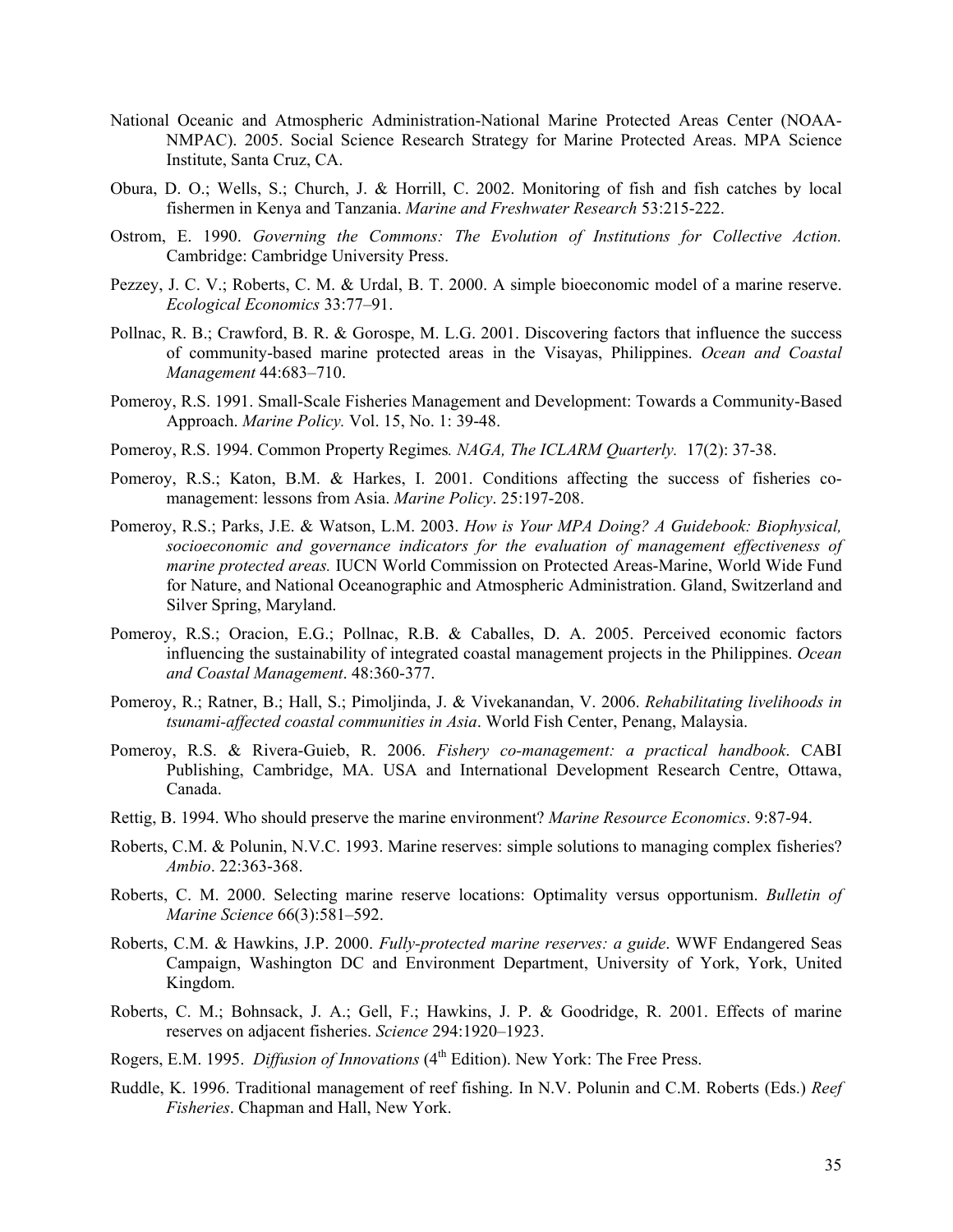National Oceanic and Atmospheric Administration-National Marine Protected Areas Center (NOAA-NMPAC). 2005. Social Science Research Strategy for Marine Protected Areas. MPA Science Institute, Santa Cruz, CA.

Obura, D. O.; Wells, S.; Church, J. & Horrill, C. 2002. Monitoring of fish and fish catches by local fishermen in Kenya and Tanzania. *Marine and Freshwater Research* 53:215-222.

Ostrom, E. 1990. *Governing the Commons: The Evolution of Institutions for Collective Action.* Cambridge: Cambridge University Press.

Pezzey, J. C. V.; Roberts, C. M. & Urdal, B. T. 2000. A simple bioeconomic model of a marine reserve. *Ecological Economics* 33:77–91.

Pollnac, R. B.; Crawford, B. R. & Gorospe, M. L.G. 2001. Discovering factors that influence the success of community-based marine protected areas in the Visayas, Philippines. *Ocean and Coastal Management* 44:683–710.

Pomeroy, R.S. 1991. Small-Scale Fisheries Management and Development: Towards a Community-Based Approach. *Marine Policy.* Vol. 15, No. 1: 39-48.

Pomeroy, R.S. 1994. Common Property Regimes*. NAGA, The ICLARM Quarterly.* 17(2): 37-38.

Pomeroy, R.S.; Katon, B.M. & Harkes, I. 2001. Conditions affecting the success of fisheries co-management: lessons from Asia. *Marine Policy*. 25:197-208.

Pomeroy, R.S.; Parks, J.E. & Watson, L.M. 2003. *How is Your MPA Doing? A Guidebook: Biophysical, socioeconomic and governance indicators for the evaluation of management effectiveness of marine protected areas.* IUCN World Commission on Protected Areas-Marine, World Wide Fund for Nature, and National Oceanographic and Atmospheric Administration. Gland, Switzerland and Silver Spring, Maryland.

Pomeroy, R.S.; Oracion, E.G.; Pollnac, R.B. & Caballes, D. A. 2005. Perceived economic factors influencing the sustainability of integrated coastal management projects in the Philippines. *Ocean and Coastal Management*. 48:360-377.

Pomeroy, R.; Ratner, B.; Hall, S.; Pimoljinda, J. & Vivekanandan, V. 2006. *Rehabilitating livelihoods in tsunami-affected coastal communities in Asia*. World Fish Center, Penang, Malaysia.

Pomeroy, R.S. & Rivera-Guieb, R. 2006. *Fishery co-management: a practical handbook*. CABI Publishing, Cambridge, MA. USA and International Development Research Centre, Ottawa, Canada.

Rettig, B. 1994. Who should preserve the marine environment? *Marine Resource Economics*. 9:87-94.

Roberts, C.M. & Polunin, N.V.C. 1993. Marine reserves: simple solutions to managing complex fisheries? *Ambio*. 22:363-368.

Roberts, C. M. 2000. Selecting marine reserve locations: Optimality versus opportunism. *Bulletin of Marine Science* 66(3):581–592.

Roberts, C.M. & Hawkins, J.P. 2000. *Fully-protected marine reserves: a guide*. WWF Endangered Seas Campaign, Washington DC and Environment Department, University of York, York, United Kingdom.

Roberts, C. M.; Bohnsack, J. A.; Gell, F.; Hawkins, J. P. & Goodridge, R. 2001. Effects of marine reserves on adjacent fisheries. *Science* 294:1920–1923.

Rogers, E.M. 1995. *Diffusion of Innovations* (4th Edition). New York: The Free Press.

Ruddle, K. 1996. Traditional management of reef fishing. In N.V. Polunin and C.M. Roberts (Eds.) *Reef Fisheries*. Chapman and Hall, New York.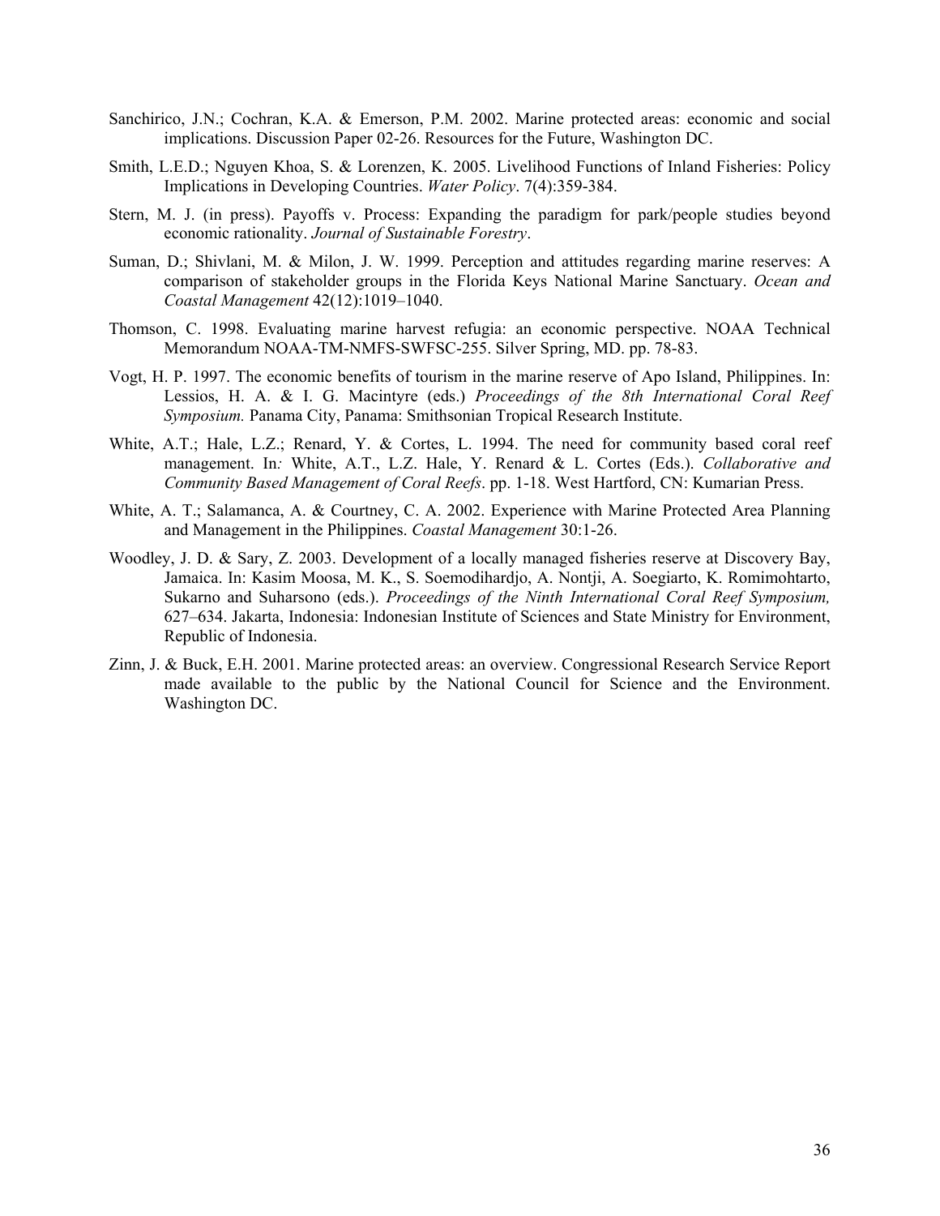Sanchirico, J.N.; Cochran, K.A. & Emerson, P.M. 2002. Marine protected areas: economic and social implications. Discussion Paper 02-26. Resources for the Future, Washington DC.

Smith, L.E.D.; Nguyen Khoa, S. & Lorenzen, K. 2005. Livelihood Functions of Inland Fisheries: Policy Implications in Developing Countries. *Water Policy*. 7(4):359-384.

Stern, M. J. (in press). Payoffs v. Process: Expanding the paradigm for park/people studies beyond economic rationality. *Journal of Sustainable Forestry*.

Suman, D.; Shivlani, M. & Milon, J. W. 1999. Perception and attitudes regarding marine reserves: A comparison of stakeholder groups in the Florida Keys National Marine Sanctuary. *Ocean and Coastal Management* 42(12):1019–1040.

Thomson, C. 1998. Evaluating marine harvest refugia: an economic perspective. NOAA Technical Memorandum NOAA-TM-NMFS-SWFSC-255. Silver Spring, MD. pp. 78-83.

Vogt, H. P. 1997. The economic benefits of tourism in the marine reserve of Apo Island, Philippines. In: Lessios, H. A. & I. G. Macintyre (eds.) *Proceedings of the 8th International Coral Reef Symposium.* Panama City, Panama: Smithsonian Tropical Research Institute.

White, A.T.; Hale, L.Z.; Renard, Y. & Cortes, L. 1994. The need for community based coral reef management. In*:* White, A.T., L.Z. Hale, Y. Renard & L. Cortes (Eds.). *Collaborative and Community Based Management of Coral Reefs*. pp. 1-18. West Hartford, CN: Kumarian Press.

White, A. T.; Salamanca, A. & Courtney, C. A. 2002. Experience with Marine Protected Area Planning and Management in the Philippines. *Coastal Management* 30:1-26.

Woodley, J. D. & Sary, Z. 2003. Development of a locally managed fisheries reserve at Discovery Bay, Jamaica. In: Kasim Moosa, M. K., S. Soemodihardjo, A. Nontji, A. Soegiarto, K. Romimohtarto, Sukarno and Suharsono (eds.). *Proceedings of the Ninth International Coral Reef Symposium,* 627–634. Jakarta, Indonesia: Indonesian Institute of Sciences and State Ministry for Environment, Republic of Indonesia.

Zinn, J. & Buck, E.H. 2001. Marine protected areas: an overview. Congressional Research Service Report made available to the public by the National Council for Science and the Environment. Washington DC.